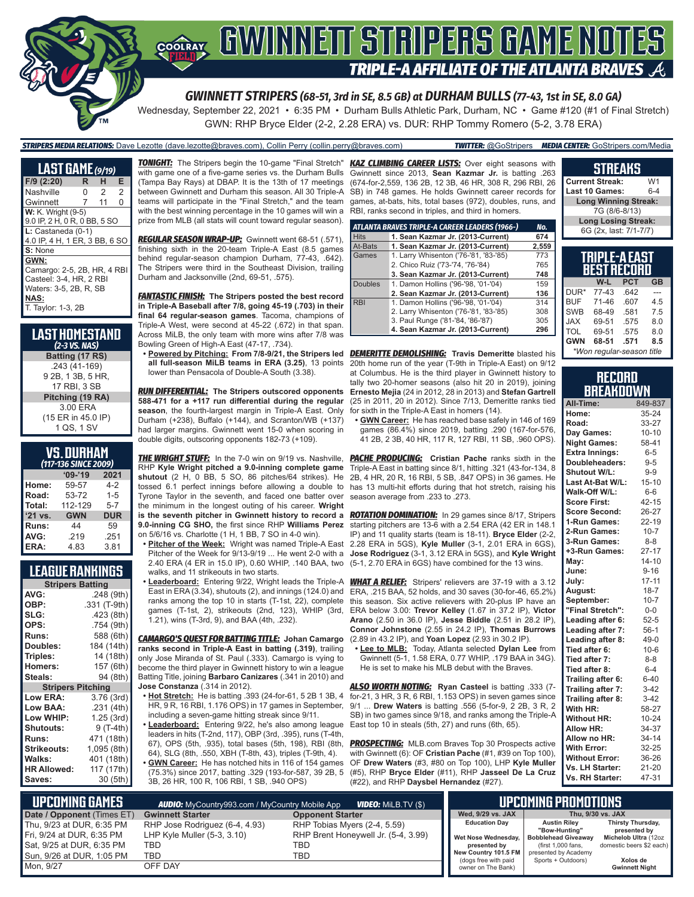# GWINNETT STRIPERS GAME NOTES

## TRIPLE-A AFFILIATE OF THE ATLANTA BRAVES

### GWINNETT STRIPERS (68-51, 3rd in SE, 8.5 GB) at DURHAM BULLS (77-43, 1st in SE, 8.0 GA)

Wednesday, September 22, 2021 • 6:35 PM • Durham Bulls Athletic Park, Durham, NC • Game #120 (#1 of Final Stretch)

GWN: RHP Bryce Elder (2-2, 2.28 ERA) vs. DUR: RHP Tommy Romero (5-2, 3.78 ERA)

**STRIPERS MEDIA RELATIONS:** Dave Lezotte (dave.lezotte@braves.com), Collin Perry (collin.perry@braves.com) **TWITTER:** @GoStripers **MEDIA CENTER:** GoStripers.com/Media

## LAST GAME (9/19)

| F/9 (2:20) | R | H | E |
|---|---|---|---|
| Nashville | 0 | 2 | 2 |
| Gwinnett | 7 | 11 | 0 |

**W:** K. Wright (9-5)
9.0 IP, 2 H, 0 R, 0 BB, 5 SO

**L:** Castaneda (0-1)
4.0 IP, 4 H, 1 ER, 3 BB, 6 SO

**S:** None

**GWN:**
Camargo: 2-5, 2B, HR, 4 RBI
Casteel: 3-4, HR, 2 RBI
Waters: 3-5, 2B, R, SB

**NAS:**
T. Taylor: 1-3, 2B

## LAST HOMESTAND (2-3 VS. NAS)

**Batting (17 RS)**
.243 (41-169)
9 2B, 1 3B, 5 HR,
17 RBI, 3 SB

**Pitching (19 RA)**
3.00 ERA
(15 ER in 45.0 IP)
1 QS, 1 SV

## VS. DURHAM (117-136 SINCE 2009)

| | '09-'19 | 2021 |
|---|---|---|
| Home: | 59-57 | 4-2 |
| Road: | 53-72 | 1-5 |
| Total: | 112-129 | 5-7 |
| '21 vs. | GWN | DUR |
| Runs: | 44 | 59 |
| AVG: | .219 | .251 |
| ERA: | 4.83 | 3.81 |

## LEAGUE RANKINGS

| Stripers Batting | |
|---|---|
| AVG: | .248 (9th) |
| OBP: | .331 (T-9th) |
| SLG: | .423 (8th) |
| OPS: | .754 (9th) |
| Runs: | 588 (6th) |
| Doubles: | 184 (14th) |
| Triples: | 14 (18th) |
| Homers: | 157 (6th) |
| Steals: | 94 (8th) |
| **Stripers Pitching** | |
| Low ERA: | 3.76 (3rd) |
| Low BAA: | .231 (4th) |
| Low WHIP: | 1.25 (3rd) |
| Shutouts: | 9 (T-4th) |
| Runs: | 471 (18th) |
| Strikeouts: | 1,095 (8th) |
| Walks: | 401 (18th) |
| HR Allowed: | 117 (17th) |
| Saves: | 30 (5th) |

**TONIGHT:** The Stripers begin the 10-game "Final Stretch" with game one of a five-game series vs. the Durham Bulls (Tampa Bay Rays) at DBAP. It is the 13th of 17 meetings between Gwinnett and Durham this season. All 30 Triple-A teams will participate in the "Final Stretch," and the team with the best winning percentage in the 10 games will win a prize from MLB (all stats will count toward regular season).

**REGULAR SEASON WRAP-UP:** Gwinnett went 68-51 (.571), finishing sixth in the 20-team Triple-A East (8.5 games behind regular-season champion Durham, 77-43, .642). The Stripers were third in the Southeast Division, trailing Durham and Jacksonville (2nd, 69-51, .575).

**FANTASTIC FINISH:** **The Stripers posted the best record in Triple-A Baseball after 7/8, going 45-19 (.703) in their final 64 regular-season games.** Tacoma, champions of Triple-A West, were second at 45-22 (.672) in that span. Across MiLB, the only team with more wins after 7/8 was Bowling Green of High-A East (47-17, .734).

- **Powered by Pitching: From 7/8-9/21, the Stripers led all full-season MiLB teams in ERA (3.25)**, 13 points lower than Pensacola of Double-A South (3.38).

**RUN DIFFERENTIAL:** **The Stripers outscored opponents 588-471 for a +117 run differential during the regular season**, the fourth-largest margin in Triple-A East. Only Durham (+238), Buffalo (+144), and Scranton/WB (+137) had larger margins. Gwinnett went 15-0 when scoring in double digits, outscoring opponents 182-73 (+109).

**THE WRIGHT STUFF:** In the 7-0 win on 9/19 vs. Nashville, RHP **Kyle Wright pitched a 9.0-inning complete game shutout** (2 H, 0 BB, 5 SO, 86 pitches/64 strikes). He tossed 6.1 perfect innings before allowing a double to Tyrone Taylor in the seventh, and faced one batter over the minimum in the longest outing of his career. **Wright is the seventh pitcher in Gwinnett history to record a 9.0-inning CG SHO,** the first since RHP **Williams Perez** on 5/6/16 vs. Charlotte (1 H, 1 BB, 7 SO in 4-0 win).

- **Pitcher of the Week:** Wright was named Triple-A East Pitcher of the Week for 9/13-9/19 ... He went 2-0 with a 2.40 ERA (4 ER in 15.0 IP), 0.60 WHIP, .140 BAA, two walks, and 11 strikeouts in two starts.
- **Leaderboard:** Entering 9/22, Wright leads the Triple-A East in ERA (3.34), shutouts (2), and innings (124.0) and ranks among the top 10 in starts (T-1st, 22), complete games (T-1st, 2), strikeouts (2nd, 123), WHIP (3rd, 1.21), wins (T-3rd, 9), and BAA (4th, .232).

**CAMARGO'S QUEST FOR BATTING TITLE:** **Johan Camargo ranks second in Triple-A East in batting (.319)**, trailing only Jose Miranda of St. Paul (.333). Camargo is vying to become the third player in Gwinnett history to win a league Batting Title, joining **Barbaro Canizares** (.341 in 2010) and **Jose Constanza** (.314 in 2012).

- **Hot Stretch:** He is batting .393 (24-for-61, 5 2B 1 3B, 4 HR, 9 R, 16 RBI, 1.176 OPS) in 17 games in September, including a seven-game hitting streak since 9/11.
- **Leaderboard:** Entering 9/22, he's also among league leaders in hits (T-2nd, 117), OBP (3rd, .395), runs (T-4th, 67), OPS (5th, .935), total bases (5th, 198), RBI (8th, 64), SLG (8th, .550, XBH (T-8th, 43), triples (T-9th, 4).
- **GWN Career:** He has notched hits in 116 of 154 games (75.3%) since 2017, batting .329 (193-for-587, 39 2B, 5 3B, 26 HR, 100 R, 106 RBI, 1 SB, .940 OPS)

**KAZ CLIMBING CAREER LISTS:** Over eight seasons with Gwinnett since 2013, **Sean Kazmar Jr.** is batting .263 (674-for-2,559, 136 2B, 12 3B, 46 HR, 308 R, 296 RBI, 26 SB) in 748 games. He holds Gwinnett career records for games, at-bats, hits, total bases (972), doubles, runs, and RBI, ranks second in triples, and third in homers.

| ATLANTA BRAVES TRIPLE-A CAREER LEADERS (1966-) | | No. |
|---|---|---|
| Hits | **1. Sean Kazmar Jr. (2013-Current)** | **674** |
| At-Bats | **1. Sean Kazmar Jr. (2013-Current)** | **2,559** |
| Games | 1. Larry Whisenton ('76-'81, '83-'85) | 773 |
| | 2. Chico Ruiz ('73-'74, '76-'84) | 765 |
| | **3. Sean Kazmar Jr. (2013-Current)** | **748** |
| Doubles | 1. Damon Hollins ('96-'98, '01-'04) | 159 |
| | **2. Sean Kazmar Jr. (2013-Current)** | **136** |
| RBI | 1. Damon Hollins ('96-'98, '01-'04) | 314 |
| | 2. Larry Whisenton ('76-'81, '83-'85) | 308 |
| | 3. Paul Runge ('81-'84, '86-'87) | 305 |
| | **4. Sean Kazmar Jr. (2013-Current)** | **296** |

**DEMERITTE DEMOLISHING:** **Travis Demeritte** blasted his 20th home run of the year (T-9th in Triple-A East) on 9/12 at Columbus. He is the third player in Gwinnett history to tally two 20-homer seasons (also hit 20 in 2019), joining **Ernesto Mejia** (24 in 2012, 28 in 2013) and **Stefan Gartrell** (25 in 2011, 20 in 2012). Since 7/13, Demeritte ranks tied for sixth in the Triple-A East in homers (14).

- **GWN Career:** He has reached base safely in 146 of 169 games (86.4%) since 2019, batting .290 (167-for-576, 41 2B, 2 3B, 40 HR, 117 R, 127 RBI, 11 SB, .960 OPS).

**PACHE PRODUCING:** **Cristian Pache** ranks sixth in the Triple-A East in batting since 8/1, hitting .321 (43-for-134, 8 2B, 4 HR, 20 R, 16 RBI, 5 SB, .847 OPS) in 36 games. He has 13 multi-hit efforts during that hot stretch, raising his season average from .233 to .273.

**ROTATION DOMINATION:** In 29 games since 8/17, Stripers starting pitchers are 13-6 with a 2.54 ERA (42 ER in 148.1 IP) and 11 quality starts (team is 18-11). **Bryce Elder** (2-2, 2.28 ERA in 5GS), **Kyle Muller** (3-1, 2.01 ERA in 6GS), **Jose Rodriguez** (3-1, 3.12 ERA in 5GS), and **Kyle Wright** (5-1, 2.70 ERA in 6GS) have combined for the 13 wins.

**WHAT A RELIEF:** Stripers' relievers are 37-19 with a 3.12 ERA, .215 BAA, 52 holds, and 30 saves (30-for-46, 65.2%) this season. Six active relievers with 20-plus IP have an ERA below 3.00: **Trevor Kelley** (1.67 in 37.2 IP), **Victor Arano** (2.50 in 36.0 IP), **Jesse Biddle** (2.51 in 28.2 IP), **Connor Johnstone** (2.55 in 24.2 IP), **Thomas Burrows** (2.89 in 43.2 IP), and **Yoan Lopez** (2.93 in 30.2 IP).

- **Lee to MLB:** Today, Atlanta selected **Dylan Lee** from Gwinnett (5-1, 1.58 ERA, 0.77 WHIP, .179 BAA in 34G). He is set to make his MLB debut with the Braves.

**ALSO WORTH NOTING:** **Ryan Casteel** is batting .333 (7-for-21, 3 HR, 3 R, 6 RBI, 1.153 OPS) in seven games since 9/1 ... **Drew Waters** is batting .556 (5-for-9, 2 2B, 3 R, 2 SB) in two games since 9/18, and ranks among the Triple-A East top 10 in steals (5th, 27) and runs (6th, 65).

**PROSPECTING:** MLB.com Braves Top 30 Prospects active with Gwinnett (6): OF **Cristian Pache** (#1, #39 on Top 100), OF **Drew Waters** (#3, #80 on Top 100), LHP **Kyle Muller** (#5), RHP **Bryce Elder** (#11), RHP **Jasseel De La Cruz** (#22), and RHP **Daysbel Hernandez** (#27).

## STREAKS

| | |
|---|---|
| Current Streak: | W1 |
| Last 10 Games: | 6-4 |
| **Long Winning Streak:** | |
| 7G (8/6-8/13) | |
| **Long Losing Streak:** | |
| 6G (2x, last: 7/1-7/7) | |

## TRIPLE-A EAST BEST RECORD

| | W-L | PCT | GB |
|---|---|---|---|
| DUR* | 77-43 | .642 | --- |
| BUF | 71-46 | .607 | 4.5 |
| SWB | 68-49 | .581 | 7.5 |
| JAX | 69-51 | .575 | 8.0 |
| TOL | 69-51 | .575 | 8.0 |
| **GWN** | **68-51** | **.571** | **8.5** |

*Won regular-season title

## RECORD BREAKDOWN

| | |
|---|---|
| All-Time: | 849-837 |
| Home: | 35-24 |
| Road: | 33-27 |
| Day Games: | 10-10 |
| Night Games: | 58-41 |
| Extra Innings: | 6-5 |
| Doubleheaders: | 9-5 |
| Shutout W/L: | 9-9 |
| Last At-Bat W/L: | 15-10 |
| Walk-Off W/L: | 6-6 |
| Score First: | 42-15 |
| Score Second: | 26-27 |
| 1-Run Games: | 22-19 |
| 2-Run Games: | 10-7 |
| 3-Run Games: | 8-8 |
| +3-Run Games: | 27-17 |
| May: | 14-10 |
| June: | 9-16 |
| July: | 17-11 |
| August: | 18-7 |
| September: | 10-7 |
| "Final Stretch": | 0-0 |
| Leading after 6: | 52-5 |
| Leading after 7: | 56-1 |
| Leading after 8: | 49-0 |
| Tied after 6: | 10-6 |
| Tied after 7: | 8-8 |
| Tied after 8: | 6-4 |
| Trailing after 6: | 6-40 |
| Trailing after 7: | 3-42 |
| Trailing after 8: | 3-42 |
| With HR: | 58-27 |
| Without HR: | 10-24 |
| Allow HR: | 34-37 |
| Allow no HR: | 34-14 |
| With Error: | 32-25 |
| Without Error: | 36-26 |
| Vs. LH Starter: | 21-20 |
| Vs. RH Starter: | 47-31 |

## UPCOMING GAMES

**AUDIO:** MyCountry993.com / MyCountry Mobile App **VIDEO:** MiLB.TV ($)

| Date / Opponent (Times ET) | Gwinnett Starter | Opponent Starter |
|---|---|---|
| Thu, 9/23 at DUR, 6:35 PM | RHP Jose Rodriguez (6-4, 4.93) | RHP Tobias Myers (2-4, 5.59) |
| Fri, 9/24 at DUR, 6:35 PM | LHP Kyle Muller (5-3, 3.10) | RHP Brent Honeywell Jr. (5-4, 3.99) |
| Sat, 9/25 at DUR, 6:35 PM | TBD | TBD |
| Sun, 9/26 at DUR, 1:05 PM | TBD | TBD |
| Mon, 9/27 | OFF DAY | |

## UPCOMING PROMOTIONS

| Wed, 9/29 vs. JAX | Thu, 9/30 vs. JAX | |
|---|---|---|
| Education Day | Austin Riley "Bow-Hunting" Bobblehead Giveaway (first 1,000 fans, presented by Academy Sports + Outdoors) | Thirsty Thursday, presented by Michelob Ultra (12oz domestic beers $2 each) |
| Wet Nose Wednesday, presented by New Country 101.5 FM (dogs free with paid owner on The Bank) | | Xolos de Gwinnett Night |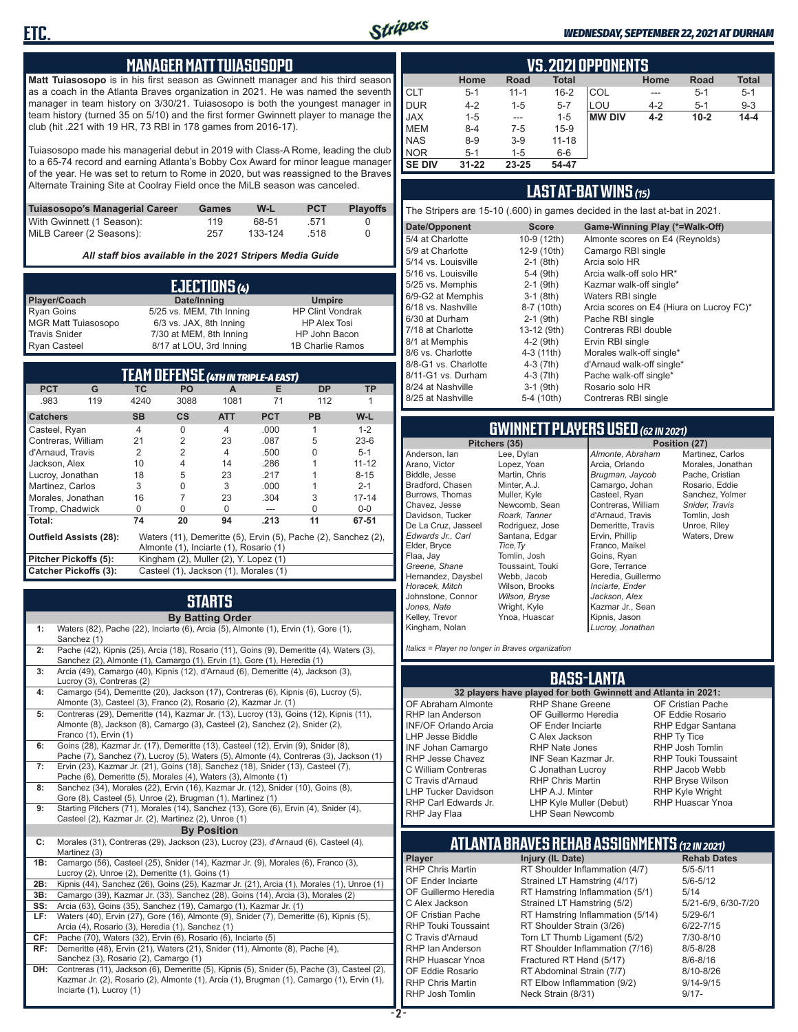## MANAGER MATT TUIASOSOPO

**Matt Tuiasosopo** is in his first season as Gwinnett manager and his third season as a coach in the Atlanta Braves organization in 2021. He was named the seventh manager in team history on 3/30/21. Tuiasosopo is both the youngest manager in team history (turned 35 on 5/10) and the first former Gwinnett player to manage the club (hit .221 with 19 HR, 73 RBI in 178 games from 2016-17).

Tuiasosopo made his managerial debut in 2019 with Class-A Rome, leading the club to a 65-74 record and earning Atlanta's Bobby Cox Award for minor league manager of the year. He was set to return to Rome in 2020, but was reassigned to the Braves Alternate Training Site at Coolray Field once the MiLB season was canceled.

| Tuiasosopo's Managerial Career | Games | W-L | PCT | Playoffs |
|---|---|---|---|---|
| With Gwinnett (1 Season): | 119 | 68-51 | .571 | 0 |
| MiLB Career (2 Seasons): | 257 | 133-124 | .518 | 0 |

*All staff bios available in the 2021 Stripers Media Guide*

## EJECTIONS (4)

| Player/Coach | Date/Inning | Umpire |
|---|---|---|
| Ryan Goins | 5/25 vs. MEM, 7th Inning | HP Clint Vondrak |
| MGR Matt Tuiasosopo | 6/3 vs. JAX, 8th Inning | HP Alex Tosi |
| Travis Snider | 7/30 at MEM, 8th Inning | HP John Bacon |
| Ryan Casteel | 8/17 at LOU, 3rd Inning | 1B Charlie Ramos |

## TEAM DEFENSE (4TH IN TRIPLE-A EAST)

| PCT | G | TC | PO | A | E | DP | TP |
|---|---|---|---|---|---|---|---|
| .983 | 119 | 4240 | 3088 | 1081 | 71 | 112 | 1 |

| Catchers | SB | CS | ATT | PCT | PB | W-L |
|---|---|---|---|---|---|---|
| Casteel, Ryan | 4 | 0 | 4 | .000 | 1 | 1-2 |
| Contreras, William | 21 | 2 | 23 | .087 | 5 | 23-6 |
| d'Arnaud, Travis | 2 | 2 | 4 | .500 | 0 | 5-1 |
| Jackson, Alex | 10 | 4 | 14 | .286 | 1 | 11-12 |
| Lucroy, Jonathan | 18 | 5 | 23 | .217 | 1 | 8-15 |
| Martinez, Carlos | 3 | 0 | 3 | .000 | 1 | 2-1 |
| Morales, Jonathan | 16 | 7 | 23 | .304 | 3 | 17-14 |
| Tromp, Chadwick | 0 | 0 | 0 | --- | 0 | 0-0 |
| **Total:** | 74 | 20 | 94 | .213 | 11 | 67-51 |

**Outfield Assists (28):** Waters (11), Demeritte (5), Ervin (5), Pache (2), Sanchez (2), Almonte (1), Inciarte (1), Rosario (1)

**Pitcher Pickoffs (5):** Kingham (2), Muller (2), Y. Lopez (1)

**Catcher Pickoffs (3):** Casteel (1), Jackson (1), Morales (1)

## STARTS

**By Batting Order**

| | |
|---|---|
| 1: | Waters (82), Pache (22), Inciarte (6), Arcia (5), Almonte (1), Ervin (1), Gore (1), Sanchez (1) |
| 2: | Pache (42), Kipnis (25), Arcia (18), Rosario (11), Goins (9), Demeritte (4), Waters (3), Sanchez (2), Almonte (1), Camargo (1), Ervin (1), Gore (1), Heredia (1) |
| 3: | Arcia (49), Camargo (40), Kipnis (12), d'Arnaud (6), Demeritte (4), Jackson (3), Lucroy (3), Contreras (2) |
| 4: | Camargo (54), Demeritte (20), Jackson (17), Contreras (6), Kipnis (6), Lucroy (5), Almonte (3), Casteel (3), Franco (2), Rosario (2), Kazmar Jr. (1) |
| 5: | Contreras (29), Demeritte (14), Kazmar Jr. (13), Lucroy (13), Goins (12), Kipnis (11), Almonte (8), Jackson (8), Camargo (3), Casteel (2), Sanchez (2), Snider (2), Franco (1), Ervin (1) |
| 6: | Goins (28), Kazmar Jr. (17), Demeritte (13), Casteel (12), Ervin (9), Snider (8), Pache (7), Sanchez (7), Lucroy (5), Waters (5), Almonte (4), Contreras (3), Jackson (1) |
| 7: | Ervin (23), Kazmar Jr. (21), Goins (18), Sanchez (18), Snider (13), Casteel (7), Pache (6), Demeritte (5), Morales (4), Waters (3), Almonte (1) |
| 8: | Sanchez (34), Morales (22), Ervin (16), Kazmar Jr. (12), Snider (10), Goins (8), Gore (8), Casteel (5), Unroe (2), Brugman (1), Martinez (1) |
| 9: | Starting Pitchers (71), Morales (14), Sanchez (13), Gore (6), Ervin (4), Snider (4), Casteel (2), Kazmar Jr. (2), Martinez (2), Unroe (1) |

**By Position**

| | |
|---|---|
| C: | Morales (31), Contreras (29), Jackson (23), Lucroy (23), d'Arnaud (6), Casteel (4), Martinez (3) |
| 1B: | Camargo (56), Casteel (25), Snider (14), Kazmar Jr. (9), Morales (6), Franco (3), Lucroy (2), Unroe (2), Demeritte (1), Goins (1) |
| 2B: | Kipnis (44), Sanchez (26), Goins (25), Kazmar Jr. (21), Arcia (1), Morales (1), Unroe (1) |
| 3B: | Camargo (39), Kazmar Jr. (33), Sanchez (28), Goins (14), Arcia (3), Morales (2) |
| SS: | Arcia (63), Goins (35), Sanchez (19), Camargo (1), Kazmar Jr. (1) |
| LF: | Waters (40), Ervin (27), Gore (16), Almonte (9), Snider (7), Demeritte (6), Kipnis (5), Arcia (4), Rosario (3), Heredia (1), Sanchez (1) |
| CF: | Pache (70), Waters (32), Ervin (6), Rosario (6), Inciarte (5) |
| RF: | Demeritte (48), Ervin (21), Waters (21), Snider (11), Almonte (8), Pache (4), Sanchez (3), Rosario (2), Camargo (1) |
| DH: | Contreras (11), Jackson (6), Demeritte (5), Kipnis (5), Snider (5), Pache (3), Casteel (2), Kazmar Jr. (2), Rosario (2), Almonte (1), Arcia (1), Brugman (1), Camargo (1), Ervin (1), Inciarte (1), Lucroy (1) |

## VS. 2021 OPPONENTS

| | Home | Road | Total | | Home | Road | Total |
|---|---|---|---|---|---|---|---|
| CLT | 5-1 | 11-1 | 16-2 | COL | --- | 5-1 | 5-1 |
| DUR | 4-2 | 1-5 | 5-7 | LOU | 4-2 | 5-1 | 9-3 |
| JAX | 1-5 | --- | 1-5 | **MW DIV** | **4-2** | **10-2** | **14-4** |
| MEM | 8-4 | 7-5 | 15-9 | | | | |
| NAS | 8-9 | 3-9 | 11-18 | | | | |
| NOR | 5-1 | 1-5 | 6-6 | | | | |
| **SE DIV** | **31-22** | **23-25** | **54-47** | | | | |

## LAST AT-BAT WINS (15)

The Stripers are 15-10 (.600) in games decided in the last at-bat in 2021.

| Date/Opponent | Score | Game-Winning Play (*=Walk-Off) |
|---|---|---|
| 5/4 at Charlotte | 10-9 (12th) | Almonte scores on E4 (Reynolds) |
| 5/9 at Charlotte | 12-9 (10th) | Camargo RBI single |
| 5/14 vs. Louisville | 2-1 (8th) | Arcia solo HR |
| 5/16 vs. Louisville | 5-4 (9th) | Arcia walk-off solo HR* |
| 5/25 vs. Memphis | 2-1 (9th) | Kazmar walk-off single* |
| 6/9-G2 at Memphis | 3-1 (8th) | Waters RBI single |
| 6/18 vs. Nashville | 8-7 (10th) | Arcia scores on E4 (Hiura on Lucroy FC)* |
| 6/30 at Durham | 2-1 (9th) | Pache RBI single |
| 7/18 at Charlotte | 13-12 (9th) | Contreras RBI double |
| 8/1 at Memphis | 4-2 (9th) | Ervin RBI single |
| 8/6 vs. Charlotte | 4-3 (11th) | Morales walk-off single* |
| 8/8-G1 vs. Charlotte | 4-3 (7th) | d'Arnaud walk-off single* |
| 8/11-G1 vs. Durham | 4-3 (7th) | Pache walk-off single* |
| 8/24 at Nashville | 3-1 (9th) | Rosario solo HR |
| 8/25 at Nashville | 5-4 (10th) | Contreras RBI single |

## GWINNETT PLAYERS USED (62 IN 2021)

**Pitchers (35)**

Anderson, Ian
Arano, Victor
Biddle, Jesse
Bradford, Chasen
Burrows, Thomas
Chavez, Jesse
Davidson, Tucker
De La Cruz, Jasseel
*Edwards Jr., Carl*
Elder, Bryce
Flaa, Jay
*Greene, Shane*
Hernandez, Daysbel
*Horacek, Mitch*
Johnstone, Connor
*Jones, Nate*
Kelley, Trevor
Kingham, Nolan
Lee, Dylan
Lopez, Yoan
Martin, Chris
Minter, A.J.
Muller, Kyle
Newcomb, Sean
*Roark, Tanner*
Rodriguez, Jose
Santana, Edgar
*Tice, Ty*
Tomlin, Josh
Toussaint, Touki
Webb, Jacob
Wilson, Brooks
*Wilson, Bryse*
Wright, Kyle
Ynoa, Huascar

**Position (27)**

*Almonte, Abraham*
Arcia, Orlando
*Brugman, Jaycob*
Camargo, Johan
Casteel, Ryan
Contreras, William
d'Arnaud, Travis
Demeritte, Travis
Ervin, Phillip
Franco, Maikel
Goins, Ryan
Gore, Terrance
Heredia, Guillermo
*Inciarte, Ender*
*Jackson, Alex*
Kazmar Jr., Sean
Kipnis, Jason
*Lucroy, Jonathan*
Martinez, Carlos
Morales, Jonathan
Pache, Cristian
Rosario, Eddie
Sanchez, Yolmer
*Snider, Travis*
Tomlin, Josh
Unroe, Riley
Waters, Drew

*Italics = Player no longer in Braves organization*

## BASS-LANTA

**32 players have played for both Gwinnett and Atlanta in 2021:**

OF Abraham Almonte
RHP Ian Anderson
INF/OF Orlando Arcia
LHP Jesse Biddle
INF Johan Camargo
RHP Jesse Chavez
C William Contreras
C Travis d'Arnaud
LHP Tucker Davidson
RHP Carl Edwards Jr.
RHP Jay Flaa
RHP Shane Greene
OF Guillermo Heredia
OF Ender Inciarte
C Alex Jackson
RHP Nate Jones
INF Sean Kazmar Jr.
C Jonathan Lucroy
RHP Chris Martin
LHP A.J. Minter
LHP Kyle Muller (Debut)
LHP Sean Newcomb
OF Cristian Pache
OF Eddie Rosario
RHP Edgar Santana
RHP Ty Tice
RHP Josh Tomlin
RHP Touki Toussaint
RHP Jacob Webb
RHP Bryse Wilson
RHP Kyle Wright
RHP Huascar Ynoa

## ATLANTA BRAVES REHAB ASSIGNMENTS (12 IN 2021)

| Player | Injury (IL Date) | Rehab Dates |
|---|---|---|
| RHP Chris Martin | RT Shoulder Inflammation (4/7) | 5/5-5/11 |
| OF Ender Inciarte | Strained LT Hamstring (4/17) | 5/6-5/12 |
| OF Guillermo Heredia | RT Hamstring Inflammation (5/1) | 5/14 |
| C Alex Jackson | Strained LT Hamstring (5/2) | 5/21-6/9, 6/30-7/20 |
| OF Cristian Pache | RT Hamstring Inflammation (5/14) | 5/29-6/1 |
| RHP Touki Toussaint | RT Shoulder Strain (3/26) | 6/22-7/15 |
| C Travis d'Arnaud | Torn LT Thumb Ligament (5/2) | 7/30-8/10 |
| RHP Ian Anderson | RT Shoulder Inflammation (7/16) | 8/5-8/28 |
| RHP Huascar Ynoa | Fractured RT Hand (5/17) | 8/6-8/16 |
| OF Eddie Rosario | RT Abdominal Strain (7/7) | 8/10-8/26 |
| RHP Chris Martin | RT Elbow Inflammation (9/2) | 9/14-9/15 |
| RHP Josh Tomlin | Neck Strain (8/31) | 9/17- |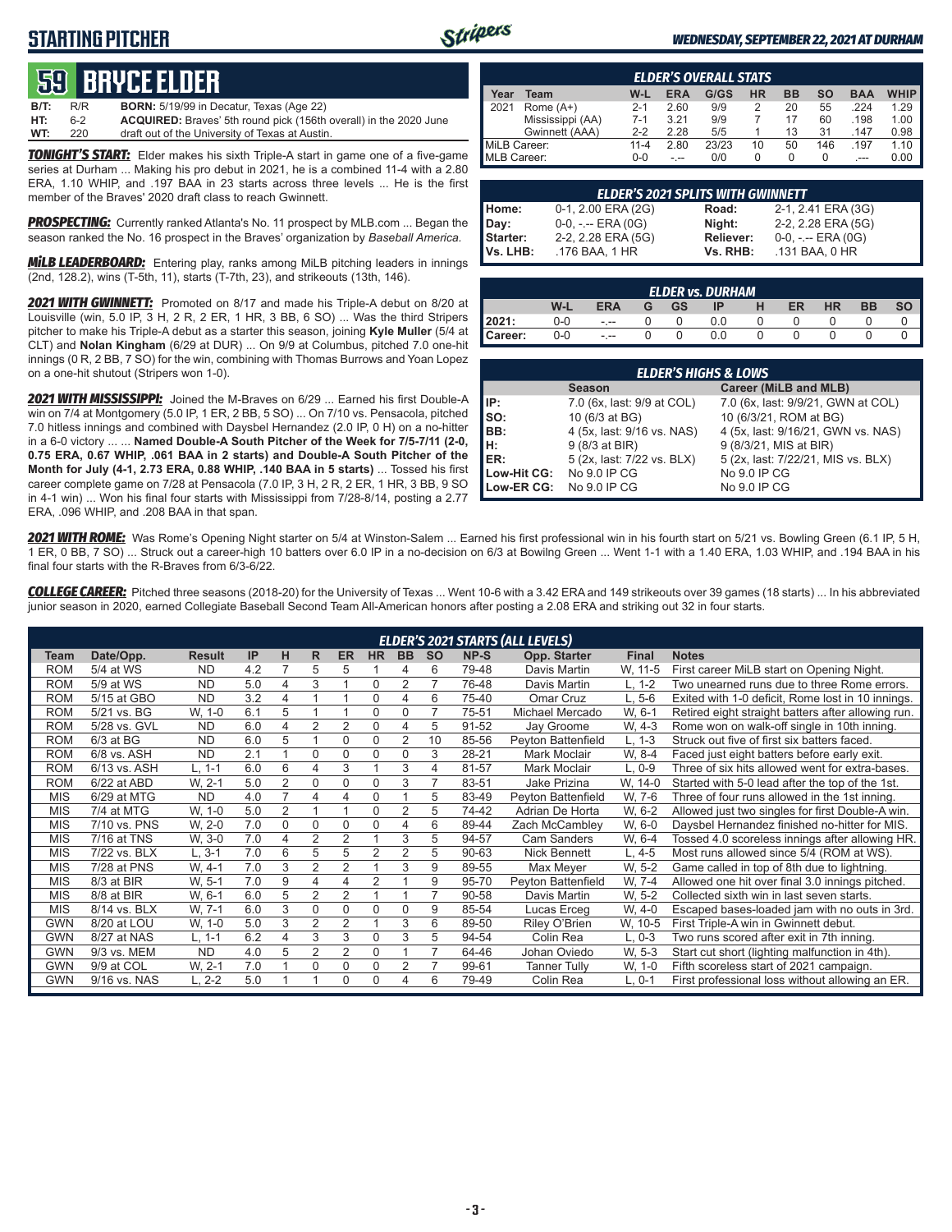## STARTING PITCHER

*WEDNESDAY, SEPTEMBER 22, 2021 AT DURHAM*

# 59 BRYCE ELDER

**B/T:** R/R **BORN:** 5/19/99 in Decatur, Texas (Age 22)
**HT:** 6-2 **ACQUIRED:** Braves' 5th round pick (156th overall) in the 2020 June
**WT:** 220 draft out of the University of Texas at Austin.

***TONIGHT'S START:*** Elder makes his sixth Triple-A start in game one of a five-game series at Durham ... Making his pro debut in 2021, he is a combined 11-4 with a 2.80 ERA, 1.10 WHIP, and .197 BAA in 23 starts across three levels ... He is the first member of the Braves' 2020 draft class to reach Gwinnett.

***PROSPECTING:*** Currently ranked Atlanta's No. 11 prospect by MLB.com ... Began the season ranked the No. 16 prospect in the Braves' organization by *Baseball America.*

***MiLB LEADERBOARD:*** Entering play, ranks among MiLB pitching leaders in innings (2nd, 128.2), wins (T-5th, 11), starts (T-7th, 23), and strikeouts (13th, 146).

***2021 WITH GWINNETT:*** Promoted on 8/17 and made his Triple-A debut on 8/20 at Louisville (win, 5.0 IP, 3 H, 2 R, 2 ER, 1 HR, 3 BB, 6 SO) ... Was the third Stripers pitcher to make his Triple-A debut as a starter this season, joining **Kyle Muller** (5/4 at CLT) and **Nolan Kingham** (6/29 at DUR) ... On 9/9 at Columbus, pitched 7.0 one-hit innings (0 R, 2 BB, 7 SO) for the win, combining with Thomas Burrows and Yoan Lopez on a one-hit shutout (Stripers won 1-0).

***2021 WITH MISSISSIPPI:*** Joined the M-Braves on 6/29 ... Earned his first Double-A win on 7/4 at Montgomery (5.0 IP, 1 ER, 2 BB, 5 SO) ... On 7/10 vs. Pensacola, pitched 7.0 hitless innings and combined with Daysbel Hernandez (2.0 IP, 0 H) on a no-hitter in a 6-0 victory ... ... **Named Double-A South Pitcher of the Week for 7/5-7/11 (2-0, 0.75 ERA, 0.67 WHIP, .061 BAA in 2 starts) and Double-A South Pitcher of the Month for July (4-1, 2.73 ERA, 0.88 WHIP, .140 BAA in 5 starts)** ... Tossed his first career complete game on 7/28 at Pensacola (7.0 IP, 3 H, 2 R, 2 ER, 1 HR, 3 BB, 9 SO in 4-1 win) ... Won his final four starts with Mississippi from 7/28-8/14, posting a 2.77 ERA, .096 WHIP, and .208 BAA in that span.

| ELDER'S OVERALL STATS | | | | | | | | | |
|---|---|---|---|---|---|---|---|---|---|
| Year Team | W-L | ERA | G/GS | HR | BB | SO | BAA | WHIP |
| 2021 Rome (A+) | 2-1 | 2.60 | 9/9 | 2 | 20 | 55 | .224 | 1.29 |
| Mississippi (AA) | 7-1 | 3.21 | 9/9 | 7 | 17 | 60 | .198 | 1.00 |
| Gwinnett (AAA) | 2-2 | 2.28 | 5/5 | 1 | 13 | 31 | .147 | 0.98 |
| MiLB Career: | 11-4 | 2.80 | 23/23 | 10 | 50 | 146 | .197 | 1.10 |
| MLB Career: | 0-0 | -.-- | 0/0 | 0 | 0 | 0 | .--- | 0.00 |

| ELDER'S 2021 SPLITS WITH GWINNETT | | | |
|---|---|---|---|
| Home: | 0-1, 2.00 ERA (2G) | Road: | 2-1, 2.41 ERA (3G) |
| Day: | 0-0, -.-- ERA (0G) | Night: | 2-2, 2.28 ERA (5G) |
| Starter: | 2-2, 2.28 ERA (5G) | Reliever: | 0-0, -.-- ERA (0G) |
| Vs. LHB: | .176 BAA, 1 HR | Vs. RHB: | .131 BAA, 0 HR |

| ELDER vs. DURHAM | W-L | ERA | G | GS | IP | H | ER | HR | BB | SO |
|---|---|---|---|---|---|---|---|---|---|---|
| 2021: | 0-0 | -.-- | 0 | 0 | 0.0 | 0 | 0 | 0 | 0 | 0 |
| Career: | 0-0 | -.-- | 0 | 0 | 0.0 | 0 | 0 | 0 | 0 | 0 |

| ELDER'S HIGHS & LOWS | Season | Career (MiLB and MLB) |
|---|---|---|
| IP: | 7.0 (6x, last: 9/9 at COL) | 7.0 (6x, last: 9/9/21, GWN at COL) |
| SO: | 10 (6/3 at BG) | 10 (6/3/21, ROM at BG) |
| BB: | 4 (5x, last: 9/16 vs. NAS) | 4 (5x, last: 9/16/21, GWN vs. NAS) |
| H: | 9 (8/3 at BIR) | 9 (8/3/21, MIS at BIR) |
| ER: | 5 (2x, last: 7/22 vs. BLX) | 5 (2x, last: 7/22/21, MIS vs. BLX) |
| Low-Hit CG: | No 9.0 IP CG | No 9.0 IP CG |
| Low-ER CG: | No 9.0 IP CG | No 9.0 IP CG |

***2021 WITH ROME:*** Was Rome's Opening Night starter on 5/4 at Winston-Salem ... Earned his first professional win in his fourth start on 5/21 vs. Bowling Green (6.1 IP, 5 H, 1 ER, 0 BB, 7 SO) ... Struck out a career-high 10 batters over 6.0 IP in a no-decision on 6/3 at Bowilng Green ... Went 1-1 with a 1.40 ERA, 1.03 WHIP, and .194 BAA in his final four starts with the R-Braves from 6/3-6/22.

***COLLEGE CAREER:*** Pitched three seasons (2018-20) for the University of Texas ... Went 10-6 with a 3.42 ERA and 149 strikeouts over 39 games (18 starts) ... In his abbreviated junior season in 2020, earned Collegiate Baseball Second Team All-American honors after posting a 2.08 ERA and striking out 32 in four starts.

**ELDER'S 2021 STARTS (ALL LEVELS)**

| Team | Date/Opp. | Result | IP | H | R | ER | HR | BB | SO | NP-S | Opp. Starter | Final | Notes |
|---|---|---|---|---|---|---|---|---|---|---|---|---|---|
| ROM | 5/4 at WS | ND | 4.2 | 7 | 5 | 5 | 1 | 4 | 6 | 79-48 | Davis Martin | W, 11-5 | First career MiLB start on Opening Night. |
| ROM | 5/9 at WS | ND | 5.0 | 4 | 3 | 1 | 0 | 2 | 7 | 76-48 | Davis Martin | L, 1-2 | Two unearned runs due to three Rome errors. |
| ROM | 5/15 at GBO | ND | 3.2 | 4 | 1 | 1 | 0 | 4 | 6 | 75-40 | Omar Cruz | L, 5-6 | Exited with 1-0 deficit, Rome lost in 10 innings. |
| ROM | 5/21 vs. BG | W, 1-0 | 6.1 | 5 | 1 | 1 | 0 | 0 | 7 | 75-51 | Michael Mercado | W, 6-1 | Retired eight straight batters after allowing run. |
| ROM | 5/28 vs. GVL | ND | 6.0 | 4 | 2 | 2 | 0 | 4 | 5 | 91-52 | Jay Groome | W, 4-3 | Rome won on walk-off single in 10th inning. |
| ROM | 6/3 at BG | ND | 6.0 | 5 | 1 | 0 | 0 | 2 | 10 | 85-56 | Peyton Battenfield | L, 1-3 | Struck out five of first six batters faced. |
| ROM | 6/8 vs. ASH | ND | 2.1 | 1 | 0 | 0 | 0 | 0 | 3 | 28-21 | Mark Moclair | W, 8-4 | Faced just eight batters before early exit. |
| ROM | 6/13 vs. ASH | L, 1-1 | 6.0 | 6 | 4 | 3 | 1 | 3 | 4 | 81-57 | Mark Moclair | L, 0-9 | Three of six hits allowed went for extra-bases. |
| ROM | 6/22 at ABD | W, 2-1 | 5.0 | 2 | 0 | 0 | 0 | 3 | 7 | 83-51 | Jake Prizina | W, 14-0 | Started with 5-0 lead after the top of the 1st. |
| MIS | 6/29 at MTG | ND | 4.0 | 7 | 4 | 4 | 0 | 1 | 5 | 83-49 | Peyton Battenfield | W, 7-6 | Three of four runs allowed in the 1st inning. |
| MIS | 7/4 at MTG | W, 1-0 | 5.0 | 2 | 1 | 1 | 0 | 2 | 5 | 74-42 | Adrian De Horta | W, 6-2 | Allowed just two singles for first Double-A win. |
| MIS | 7/10 vs. PNS | W, 2-0 | 7.0 | 0 | 0 | 0 | 0 | 4 | 6 | 89-44 | Zach McCambley | W, 6-0 | Daysbel Hernandez finished no-hitter for MIS. |
| MIS | 7/16 at TNS | W, 3-0 | 7.0 | 4 | 2 | 2 | 1 | 3 | 5 | 94-57 | Cam Sanders | W, 6-4 | Tossed 4.0 scoreless innings after allowing HR. |
| MIS | 7/22 vs. BLX | L, 3-1 | 7.0 | 6 | 5 | 5 | 2 | 2 | 5 | 90-63 | Nick Bennett | L, 4-5 | Most runs allowed since 5/4 (ROM at WS). |
| MIS | 7/28 at PNS | W, 4-1 | 7.0 | 3 | 2 | 2 | 1 | 3 | 9 | 89-55 | Max Meyer | W, 5-2 | Game called in top of 8th due to lightning. |
| MIS | 8/3 at BIR | W, 5-1 | 7.0 | 9 | 4 | 4 | 2 | 1 | 9 | 95-70 | Peyton Battenfield | W, 7-4 | Allowed one hit over final 3.0 innings pitched. |
| MIS | 8/8 at BIR | W, 6-1 | 6.0 | 5 | 2 | 2 | 1 | 1 | 7 | 90-58 | Davis Martin | W, 5-2 | Collected sixth win in last seven starts. |
| MIS | 8/14 vs. BLX | W, 7-1 | 6.0 | 3 | 0 | 0 | 0 | 0 | 9 | 85-54 | Lucas Erceg | W, 4-0 | Escaped bases-loaded jam with no outs in 3rd. |
| GWN | 8/20 at LOU | W, 1-0 | 5.0 | 3 | 2 | 2 | 1 | 3 | 6 | 89-50 | Riley O'Brien | W, 10-5 | First Triple-A win in Gwinnett debut. |
| GWN | 8/27 at NAS | L, 1-1 | 6.2 | 4 | 3 | 3 | 0 | 3 | 5 | 94-54 | Colin Rea | L, 0-3 | Two runs scored after exit in 7th inning. |
| GWN | 9/3 vs. MEM | ND | 4.0 | 5 | 2 | 2 | 0 | 1 | 7 | 64-46 | Johan Oviedo | W, 5-3 | Start cut short (lighting malfunction in 4th). |
| GWN | 9/9 at COL | W, 2-1 | 7.0 | 1 | 0 | 0 | 0 | 2 | 7 | 99-61 | Tanner Tully | W, 1-0 | Fifth scoreless start of 2021 campaign. |
| GWN | 9/16 vs. NAS | L, 2-2 | 5.0 | 1 | 1 | 0 | 0 | 4 | 6 | 79-49 | Colin Rea | L, 0-1 | First professional loss without allowing an ER. |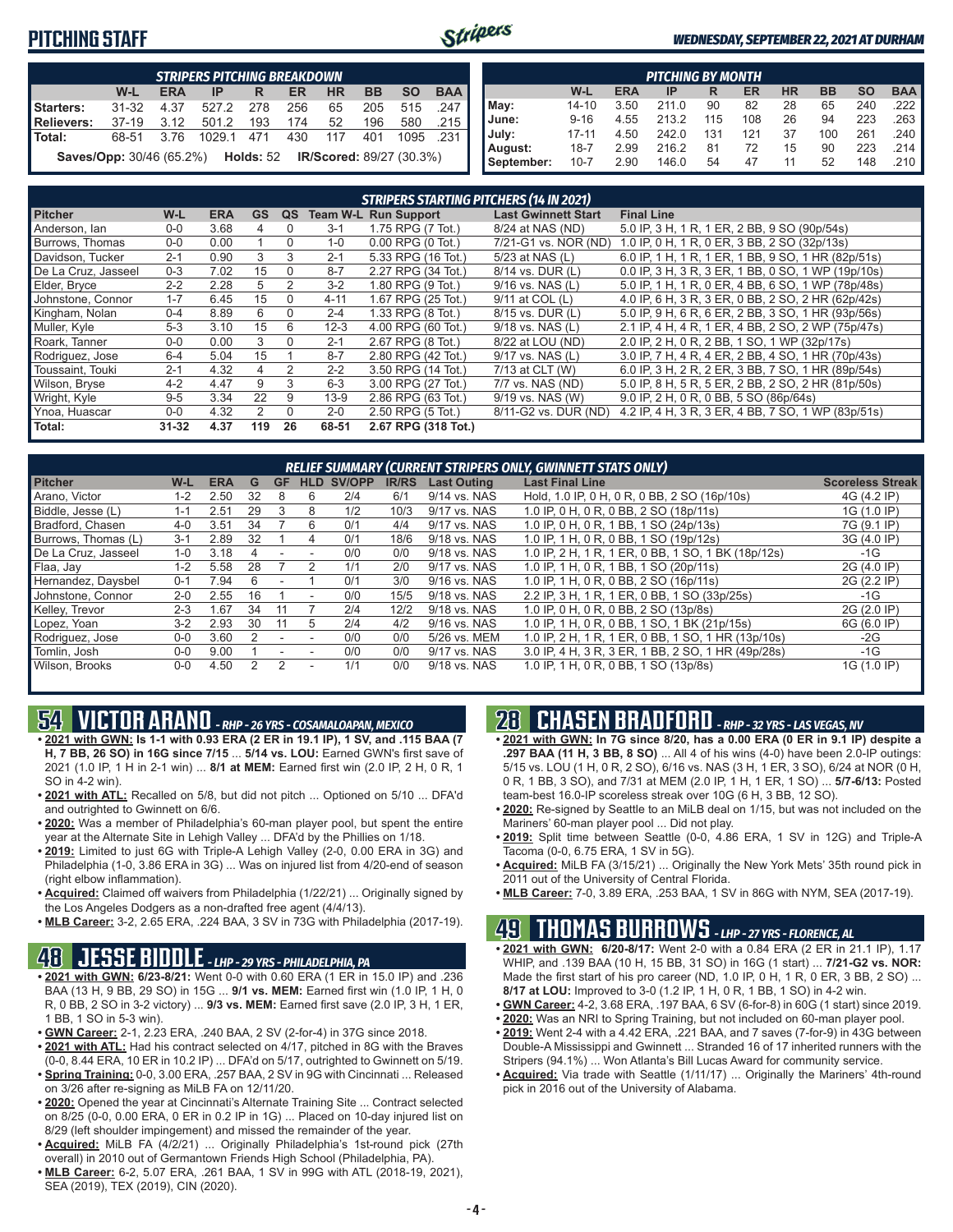# PITCHING STAFF

| STRIPERS PITCHING BREAKDOWN | | | | | | | | | |
|---|---|---|---|---|---|---|---|---|---|
| | W-L | ERA | IP | R | ER | HR | BB | SO | BAA |
| Starters: | 31-32 | 4.37 | 527.2 | 278 | 256 | 65 | 205 | 515 | .247 |
| Relievers: | 37-19 | 3.12 | 501.2 | 193 | 174 | 52 | 196 | 580 | .215 |
| Total: | 68-51 | 3.76 | 1029.1 | 471 | 430 | 117 | 401 | 1095 | .231 |

**Saves/Opp:** 30/46 (65.2%) **Holds:** 52 **IR/Scored:** 89/27 (30.3%)

| PITCHING BY MONTH | | | | | | | | | |
|---|---|---|---|---|---|---|---|---|---|
| | W-L | ERA | IP | R | ER | HR | BB | SO | BAA |
| May: | 14-10 | 3.50 | 211.0 | 90 | 82 | 28 | 65 | 240 | .222 |
| June: | 9-16 | 4.55 | 213.2 | 115 | 108 | 26 | 94 | 223 | .263 |
| July: | 17-11 | 4.50 | 242.0 | 131 | 121 | 37 | 100 | 261 | .240 |
| August: | 18-7 | 2.99 | 216.2 | 81 | 72 | 15 | 90 | 223 | .214 |
| September: | 10-7 | 2.90 | 146.0 | 54 | 47 | 11 | 52 | 148 | .210 |

| STRIPERS STARTING PITCHERS (14 IN 2021) | | | | | | | | |
|---|---|---|---|---|---|---|---|---|
| Pitcher | W-L | ERA | GS | QS | Team W-L | Run Support | Last Gwinnett Start | Final Line |
| Anderson, Ian | 0-0 | 3.68 | 4 | 0 | 3-1 | 1.75 RPG (7 Tot.) | 8/24 at NAS (ND) | 5.0 IP, 3 H, 1 R, 1 ER, 2 BB, 9 SO (90p/54s) |
| Burrows, Thomas | 0-0 | 0.00 | 1 | 0 | 1-0 | 0.00 RPG (0 Tot.) | 7/21-G1 vs. NOR (ND) | 1.0 IP, 0 H, 1 R, 0 ER, 3 BB, 2 SO (32p/13s) |
| Davidson, Tucker | 2-1 | 0.90 | 3 | 3 | 2-1 | 5.33 RPG (16 Tot.) | 5/23 at NAS (L) | 6.0 IP, 1 H, 1 R, 1 ER, 1 BB, 9 SO, 1 HR (82p/51s) |
| De La Cruz, Jasseel | 0-3 | 7.02 | 15 | 0 | 8-7 | 2.27 RPG (34 Tot.) | 8/14 vs. DUR (L) | 0.0 IP, 3 H, 3 R, 3 ER, 1 BB, 0 SO, 1 WP (19p/10s) |
| Elder, Bryce | 2-2 | 2.28 | 5 | 2 | 3-2 | 1.80 RPG (9 Tot.) | 9/16 vs. NAS (L) | 5.0 IP, 1 H, 1 R, 0 ER, 4 BB, 6 SO, 1 WP (78p/48s) |
| Johnstone, Connor | 1-7 | 6.45 | 15 | 0 | 4-11 | 1.67 RPG (25 Tot.) | 9/11 at COL (L) | 4.0 IP, 6 H, 3 R, 3 ER, 0 BB, 2 SO, 2 HR (62p/42s) |
| Kingham, Nolan | 0-4 | 8.89 | 6 | 0 | 2-4 | 1.33 RPG (8 Tot.) | 8/15 vs. DUR (L) | 5.0 IP, 9 H, 6 R, 6 ER, 2 BB, 3 SO, 1 HR (93p/56s) |
| Muller, Kyle | 5-3 | 3.10 | 15 | 6 | 12-3 | 4.00 RPG (60 Tot.) | 9/18 vs. NAS (L) | 2.1 IP, 4 H, 4 R, 1 ER, 4 BB, 2 SO, 2 WP (75p/47s) |
| Roark, Tanner | 0-0 | 0.00 | 3 | 0 | 2-1 | 2.67 RPG (8 Tot.) | 8/22 at LOU (ND) | 2.0 IP, 2 H, 0 R, 2 BB, 1 SO, 1 WP (32p/17s) |
| Rodriguez, Jose | 6-4 | 5.04 | 15 | 1 | 8-7 | 2.80 RPG (42 Tot.) | 9/17 vs. NAS (L) | 3.0 IP, 7 H, 4 R, 4 ER, 2 BB, 4 SO, 1 HR (70p/43s) |
| Toussaint, Touki | 2-1 | 4.32 | 4 | 2 | 2-2 | 3.50 RPG (14 Tot.) | 7/13 at CLT (W) | 6.0 IP, 3 H, 2 R, 2 ER, 3 BB, 7 SO, 1 HR (89p/54s) |
| Wilson, Bryse | 4-2 | 4.47 | 9 | 3 | 6-3 | 3.00 RPG (27 Tot.) | 7/7 vs. NAS (ND) | 5.0 IP, 8 H, 5 R, 5 ER, 2 BB, 2 SO, 2 HR (81p/50s) |
| Wright, Kyle | 9-5 | 3.34 | 22 | 9 | 13-9 | 2.86 RPG (63 Tot.) | 9/19 vs. NAS (W) | 9.0 IP, 2 H, 0 R, 0 BB, 5 SO (86p/64s) |
| Ynoa, Huascar | 0-0 | 4.32 | 2 | 0 | 2-0 | 2.50 RPG (5 Tot.) | 8/11-G2 vs. DUR (ND) | 4.2 IP, 4 H, 3 R, 3 ER, 4 BB, 7 SO, 1 WP (83p/51s) |
| Total: | 31-32 | 4.37 | 119 | 26 | 68-51 | 2.67 RPG (318 Tot.) | | |

| RELIEF SUMMARY (CURRENT STRIPERS ONLY, GWINNETT STATS ONLY) | | | | | | | | | | |
|---|---|---|---|---|---|---|---|---|---|---|
| Pitcher | W-L | ERA | G | GF | HLD | SV/OPP | IR/RS | Last Outing | Last Final Line | Scoreless Streak |
| Arano, Victor | 1-2 | 2.50 | 32 | 8 | 6 | 2/4 | 6/1 | 9/14 vs. NAS | Hold, 1.0 IP, 0 H, 0 R, 0 BB, 2 SO (16p/10s) | 4G (4.2 IP) |
| Biddle, Jesse (L) | 1-1 | 2.51 | 29 | 3 | 8 | 1/2 | 10/3 | 9/17 vs. NAS | 1.0 IP, 0 H, 0 R, 0 BB, 2 SO (18p/11s) | 1G (1.0 IP) |
| Bradford, Chasen | 4-0 | 3.51 | 34 | 7 | 6 | 0/1 | 4/4 | 9/17 vs. NAS | 1.0 IP, 0 H, 0 R, 1 BB, 1 SO (24p/13s) | 7G (9.1 IP) |
| Burrows, Thomas (L) | 3-1 | 2.89 | 32 | 1 | 4 | 0/1 | 18/6 | 9/18 vs. NAS | 1.0 IP, 1 H, 0 R, 0 BB, 1 SO (19p/12s) | 3G (4.0 IP) |
| De La Cruz, Jasseel | 1-0 | 3.18 | 4 | - | - | 0/0 | 0/0 | 9/18 vs. NAS | 1.0 IP, 2 H, 1 R, 1 ER, 0 BB, 1 SO, 1 BK (18p/12s) | -1G |
| Flaa, Jay | 1-2 | 5.58 | 28 | 7 | 2 | 1/1 | 2/0 | 9/17 vs. NAS | 1.0 IP, 1 H, 0 R, 1 BB, 1 SO (20p/11s) | 2G (4.0 IP) |
| Hernandez, Daysbel | 0-1 | 7.94 | 6 | - | 1 | 0/1 | 3/0 | 9/16 vs. NAS | 1.0 IP, 1 H, 0 R, 0 BB, 2 SO (16p/11s) | 2G (2.2 IP) |
| Johnstone, Connor | 2-0 | 2.55 | 16 | 1 | - | 0/0 | 15/5 | 9/18 vs. NAS | 2.2 IP, 3 H, 1 R, 1 ER, 0 BB, 1 SO (33p/25s) | -1G |
| Kelley, Trevor | 2-3 | 1.67 | 34 | 11 | 7 | 2/4 | 12/2 | 9/18 vs. NAS | 1.0 IP, 0 H, 0 R, 0 BB, 2 SO (13p/8s) | 2G (2.0 IP) |
| Lopez, Yoan | 3-2 | 2.93 | 30 | 11 | 5 | 2/4 | 4/2 | 9/16 vs. NAS | 1.0 IP, 1 H, 0 R, 0 BB, 1 SO, 1 BK (21p/15s) | 6G (6.0 IP) |
| Rodriguez, Jose | 0-0 | 3.60 | 2 | - | - | 0/0 | 0/0 | 5/26 vs. MEM | 1.0 IP, 2 H, 1 R, 1 ER, 0 BB, 1 SO, 1 HR (13p/10s) | -2G |
| Tomlin, Josh | 0-0 | 9.00 | 1 | - | - | 0/0 | 0/0 | 9/17 vs. NAS | 3.0 IP, 4 H, 3 R, 3 ER, 1 BB, 2 SO, 1 HR (49p/28s) | -1G |
| Wilson, Brooks | 0-0 | 4.50 | 2 | 2 | - | 1/1 | 0/0 | 9/18 vs. NAS | 1.0 IP, 1 H, 0 R, 0 BB, 1 SO (13p/8s) | 1G (1.0 IP) |

## 54 VICTOR ARANO - RHP - 26 YRS - COSAMALOAPAN, MEXICO

- **2021 with GWN: Is 1-1 with 0.93 ERA (2 ER in 19.1 IP), 1 SV, and .115 BAA (7 H, 7 BB, 26 SO) in 16G since 7/15** ... **5/14 vs. LOU:** Earned GWN's first save of 2021 (1.0 IP, 1 H in 2-1 win) ... **8/1 at MEM:** Earned first win (2.0 IP, 2 H, 0 R, 1 SO in 4-2 win).
- **2021 with ATL:** Recalled on 5/8, but did not pitch ... Optioned on 5/10 ... DFA'd and outrighted to Gwinnett on 6/6.
- **2020:** Was a member of Philadelphia's 60-man player pool, but spent the entire year at the Alternate Site in Lehigh Valley ... DFA'd by the Phillies on 1/18.
- **2019:** Limited to just 6G with Triple-A Lehigh Valley (2-0, 0.00 ERA in 3G) and Philadelphia (1-0, 3.86 ERA in 3G) ... Was on injured list from 4/20-end of season (right elbow inflammation).
- **Acquired:** Claimed off waivers from Philadelphia (1/22/21) ... Originally signed by the Los Angeles Dodgers as a non-drafted free agent (4/4/13).
- **MLB Career:** 3-2, 2.65 ERA, .224 BAA, 3 SV in 73G with Philadelphia (2017-19).

## 48 JESSE BIDDLE - LHP - 29 YRS - PHILADELPHIA, PA

- **2021 with GWN:** **6/23-8/21:** Went 0-0 with 0.60 ERA (1 ER in 15.0 IP) and .236 BAA (13 H, 9 BB, 29 SO) in 15G ... **9/1 vs. MEM:** Earned first win (1.0 IP, 1 H, 0 R, 0 BB, 2 SO in 3-2 victory) ... **9/3 vs. MEM:** Earned first save (2.0 IP, 3 H, 1 ER, 1 BB, 1 SO in 5-3 win).
- **GWN Career:** 2-1, 2.23 ERA, .240 BAA, 2 SV (2-for-4) in 37G since 2018.
- **2021 with ATL:** Had his contract selected on 4/17, pitched in 8G with the Braves (0-0, 8.44 ERA, 10 ER in 10.2 IP) ... DFA'd on 5/17, outrighted to Gwinnett on 5/19.
- **Spring Training:** 0-0, 3.00 ERA, .257 BAA, 2 SV in 9G with Cincinnati ... Released on 3/26 after re-signing as MiLB FA on 12/11/20.
- **2020:** Opened the year at Cincinnati's Alternate Training Site ... Contract selected on 8/25 (0-0, 0.00 ERA, 0 ER in 0.2 IP in 1G) ... Placed on 10-day injured list on 8/29 (left shoulder impingement) and missed the remainder of the year.
- **Acquired:** MiLB FA (4/2/21) ... Originally Philadelphia's 1st-round pick (27th overall) in 2010 out of Germantown Friends High School (Philadelphia, PA).
- **MLB Career:** 6-2, 5.07 ERA, .261 BAA, 1 SV in 99G with ATL (2018-19, 2021), SEA (2019), TEX (2019), CIN (2020).

## 28 CHASEN BRADFORD - RHP - 32 YRS - LAS VEGAS, NV

- **2021 with GWN: In 7G since 8/20, has a 0.00 ERA (0 ER in 9.1 IP) despite a .297 BAA (11 H, 3 BB, 8 SO)** ... All 4 of his wins (4-0) have been 2.0-IP outings: 5/15 vs. LOU (1 H, 0 R, 2 SO), 6/16 vs. NAS (3 H, 1 ER, 3 SO), 6/24 at NOR (0 H, 0 R, 1 BB, 3 SO), and 7/31 at MEM (2.0 IP, 1 H, 1 ER, 1 SO) ... **5/7-6/13:** Posted team-best 16.0-IP scoreless streak over 10G (6 H, 3 BB, 12 SO).
- **2020:** Re-signed by Seattle to an MiLB deal on 1/15, but was not included on the Mariners' 60-man player pool ... Did not play.
- **2019:** Split time between Seattle (0-0, 4.86 ERA, 1 SV in 12G) and Triple-A Tacoma (0-0, 6.75 ERA, 1 SV in 5G).
- **Acquired:** MiLB FA (3/15/21) ... Originally the New York Mets' 35th round pick in 2011 out of the University of Central Florida.
- **MLB Career:** 7-0, 3.89 ERA, .253 BAA, 1 SV in 86G with NYM, SEA (2017-19).

## 49 THOMAS BURROWS - LHP - 27 YRS - FLORENCE, AL

- **2021 with GWN:** **6/20-8/17:** Went 2-0 with a 0.84 ERA (2 ER in 21.1 IP), 1.17 WHIP, and .139 BAA (10 H, 15 BB, 31 SO) in 16G (1 start) ... **7/21-G2 vs. NOR:** Made the first start of his pro career (ND, 1.0 IP, 0 H, 1 R, 0 ER, 3 BB, 2 SO) ... **8/17 at LOU:** Improved to 3-0 (1.2 IP, 1 H, 0 R, 1 BB, 1 SO) in 4-2 win.
- **GWN Career:** 4-2, 3.68 ERA, .197 BAA, 6 SV (6-for-8) in 60G (1 start) since 2019.
- **2020:** Was an NRI to Spring Training, but not included on 60-man player pool.
- **2019:** Went 2-4 with a 4.42 ERA, .221 BAA, and 7 saves (7-for-9) in 43G between Double-A Mississippi and Gwinnett ... Stranded 16 of 17 inherited runners with the Stripers (94.1%) ... Won Atlanta's Bill Lucas Award for community service.
- **Acquired:** Via trade with Seattle (1/11/17) ... Originally the Mariners' 4th-round pick in 2016 out of the University of Alabama.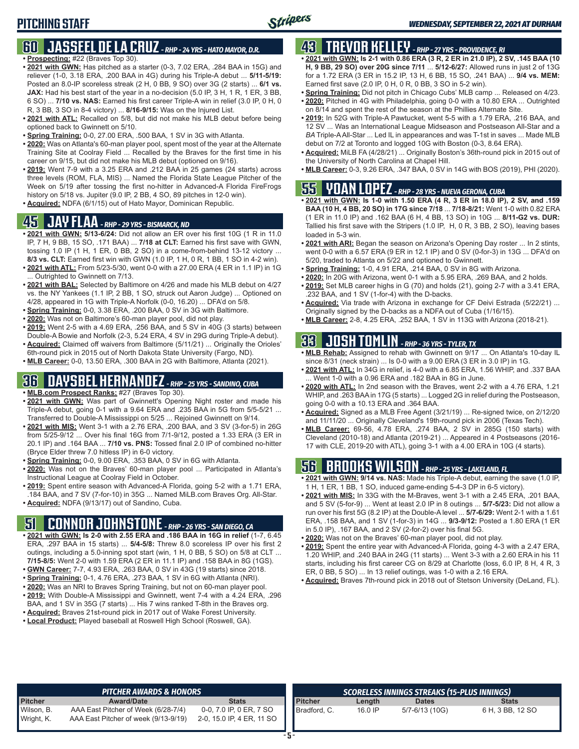## PITCHING STAFF

### 60 JASSEEL DE LA CRUZ - RHP - 24 YRS - HATO MAYOR, D.R.

- **Prospecting:** #22 (Braves Top 30).
- **2021 with GWN:** Has pitched as a starter (0-3, 7.02 ERA, .284 BAA in 15G) and reliever (1-0, 3.18 ERA, .200 BAA in 4G) during his Triple-A debut ... **5/11-5/19:** Posted an 8.0-IP scoreless streak (2 H, 0 BB, 9 SO) over 3G (2 starts) ... **6/1 vs. JAX:** Had his best start of the year in a no-decision (5.0 IP, 3 H, 1 R, 1 ER, 3 BB, 6 SO) ... **7/10 vs. NAS:** Earned his first career Triple-A win in relief (3.0 IP, 0 H, 0 R, 3 BB, 3 SO in 8-4 victory) ... **8/16-9/15:** Was on the Injured List.
- **2021 with ATL:** Recalled on 5/8, but did not make his MLB debut before being optioned back to Gwinnett on 5/10.
- **Spring Training:** 0-0, 27.00 ERA, .500 BAA, 1 SV in 3G with Atlanta.
- **2020:** Was on Atlanta's 60-man player pool, spent most of the year at the Alternate Training Site at Coolray Field ... Recalled by the Braves for the first time in his career on 9/15, but did not make his MLB debut (optioned on 9/16).
- **2019:** Went 7-9 with a 3.25 ERA and .212 BAA in 25 games (24 starts) across three levels (ROM, FLA, MIS) ... Named the Florida State League Pitcher of the Week on 5/19 after tossing the first no-hitter in Advanced-A Florida FireFrogs history on 5/18 vs. Jupiter (9.0 IP, 2 BB, 4 SO, 89 pitches in 12-0 win).
- **Acquired:** NDFA (6/1/15) out of Hato Mayor, Dominican Republic.

### 45 JAY FLAA - RHP - 29 YRS - BISMARCK, ND

- **2021 with GWN:** **5/13-6/24:** Did not allow an ER over his first 10G (1 R in 11.0 IP, 7 H, 9 BB, 15 SO, .171 BAA) ... **7/18 at CLT:** Earned his first save with GWN, tossing 1.0 IP (1 H, 1 ER, 0 BB, 2 SO) in a come-from-behind 13-12 victory ... **8/3 vs. CLT:** Earned first win with GWN (1.0 IP, 1 H, 0 R, 1 BB, 1 SO in 4-2 win).
- **2021 with ATL:** From 5/23-5/30, went 0-0 with a 27.00 ERA (4 ER in 1.1 IP) in 1G ... Outrighted to Gwinnett on 7/13.
- **2021 with BAL:** Selected by Baltimore on 4/26 and made his MLB debut on 4/27 vs. the NY Yankees (1.1 IP, 2 BB, 1 SO, struck out Aaron Judge) ... Optioned on 4/28, appeared in 1G with Triple-A Norfolk (0-0, 16.20) ... DFA'd on 5/8.
- **Spring Training:** 0-0, 3.38 ERA, .200 BAA, 0 SV in 3G with Baltimore.
- **2020:** Was not on Baltimore's 60-man player pool, did not play.
- **2019:** Went 2-5 with a 4.69 ERA, .256 BAA, and 5 SV in 40G (3 starts) between Double-A Bowie and Norfolk (2-3, 5.24 ERA, 4 SV in 29G during Triple-A debut).
- **Acquired:** Claimed off waivers from Baltimore (5/11/21) ... Originally the Orioles' 6th-round pick in 2015 out of North Dakota State University (Fargo, ND).
- **MLB Career:** 0-0, 13.50 ERA, .300 BAA in 2G with Baltimore, Atlanta (2021).

### 36 DAYSBEL HERNANDEZ - RHP - 25 YRS - SANDINO, CUBA

- **MLB.com Prospect Ranks:** #27 (Braves Top 30).
- **2021 with GWN:** Was part of Gwinnett's Opening Night roster and made his Triple-A debut, going 0-1 with a 9.64 ERA and .235 BAA in 5G from 5/5-5/21 ... Transferred to Double-A Mississippi on 5/25 ... Rejoined Gwinnett on 9/14.
- **2021 with MIS:** Went 3-1 with a 2.76 ERA, .200 BAA, and 3 SV (3-for-5) in 26G from 5/25-9/12 ... Over his final 16G from 7/1-9/12, posted a 1.33 ERA (3 ER in 20.1 IP) and .164 BAA ... **7/10 vs. PNS:** Tossed final 2.0 IP of combined no-hitter (Bryce Elder threw 7.0 hitless IP) in 6-0 victory.
- **Spring Training:** 0-0, 9.00 ERA, .353 BAA, 0 SV in 6G with Atlanta.
- **2020:** Was not on the Braves' 60-man player pool ... Participated in Atlanta's Instructional League at Coolray Field in October.
- **2019:** Spent entire season with Advanced-A Florida, going 5-2 with a 1.71 ERA, .184 BAA, and 7 SV (7-for-10) in 35G ... Named MiLB.com Braves Org. All-Star.
- **Acquired:** NDFA (9/13/17) out of Sandino, Cuba.

### 51 CONNOR JOHNSTONE - RHP - 26 YRS - SAN DIEGO, CA

- **2021 with GWN: Is 2-0 with 2.55 ERA and .186 BAA in relief in 16G in relief** (1-7, 6.45 ERA, .297 BAA in 15 starts) ... **5/4-5/8:** Threw 8.0 scoreless IP over his first 2 outings, including a 5.0-inning spot start (win, 1 H, 0 BB, 5 SO) on 5/8 at CLT ... **7/15-8/5:** Went 2-0 with 1.59 ERA (2 ER in 11.1 IP) and .158 BAA in 8G (1GS).
- **GWN Career:** 7-7, 4.93 ERA, .263 BAA, 0 SV in 43G (19 starts) since 2018.
- **Spring Training:** 0-1, 4.76 ERA, .273 BAA, 1 SV in 6G with Atlanta (NRI).
- **2020:** Was an NRI to Braves Spring Training, but not on 60-man player pool.
- **2019:** With Double-A Mississippi and Gwinnett, went 7-4 with a 4.24 ERA, .296 BAA, and 1 SV in 35G (7 starts) ... His 7 wins ranked T-8th in the Braves org.
- **Acquired:** Braves 21st-round pick in 2017 out of Wake Forest University.
- **Local Product:** Played baseball at Roswell High School (Roswell, GA).

### 43 TREVOR KELLEY - RHP - 27 YRS - PROVIDENCE, RI

- **2021 with GWN: Is 2-1 with 0.86 ERA (3 R, 2 ER in 21.0 IP), 2 SV, .145 BAA (10 H, 9 BB, 29 SO) over 20G since 7/11** ... **5/12-6/27:** Allowed runs in just 2 of 13G for a 1.72 ERA (3 ER in 15.2 IP, 13 H, 6 BB, 15 SO, .241 BAA) ... **9/4 vs. MEM:** Earned first save (2.0 IP, 0 H, 0 R, 0 BB, 3 SO in 5-2 win).
- **Spring Training:** Did not pitch in Chicago Cubs' MLB camp ... Released on 4/23.
- **2020:** Pitched in 4G with Philadelphia, going 0-0 with a 10.80 ERA ... Outrighted on 8/14 and spent the rest of the season at the Phillies Alternate Site.
- **2019:** In 52G with Triple-A Pawtucket, went 5-5 with a 1.79 ERA, .216 BAA, and 12 SV ... Was an International League Midseason and Postseason All-Star and a *BA* Triple-A All-Star ... Led IL in appearances and was T-1st in saves ... Made MLB debut on 7/2 at Toronto and logged 10G with Boston (0-3, 8.64 ERA).
- **Acquired:** MiLB FA (4/28/21) ... Originally Boston's 36th-round pick in 2015 out of the University of North Carolina at Chapel Hill.
- **MLB Career:** 0-3, 9.26 ERA, .347 BAA, 0 SV in 14G with BOS (2019), PHI (2020).

### 55 YOAN LOPEZ - RHP - 28 YRS - NUEVA GERONA, CUBA

- **2021 with GWN: Is 1-0 with 1.50 ERA (4 R, 3 ER in 18.0 IP), 2 SV, and .159 BAA (10 H, 4 BB, 20 SO) in 17G since 7/18** ... **7/18-8/21:** Went 1-0 with 0.82 ERA (1 ER in 11.0 IP) and .162 BAA (6 H, 4 BB, 13 SO) in 10G ... **8/11-G2 vs. DUR:** Tallied his first save with the Stripers (1.0 IP, H, 0 R, 3 BB, 2 SO), leaving bases loaded in 5-3 win.
- **2021 with ARI:** Began the season on Arizona's Opening Day roster ... In 2 stints, went 0-0 with a 6.57 ERA (9 ER in 12.1 IP) and 0 SV (0-for-3) in 13G ... DFA'd on 5/20, traded to Atlanta on 5/22 and optioned to Gwinnett.
- **Spring Training:** 1-0, 4.91 ERA, .214 BAA, 0 SV in 8G with Arizona.
- **2020:** In 20G with Arizona, went 0-1 with a 5.95 ERA, .269 BAA, and 2 holds.
- **2019:** Set MLB career highs in G (70) and holds (21), going 2-7 with a 3.41 ERA, .232 BAA, and 1 SV (1-for-4) with the D-backs.
- **Acquired:** Via trade with Arizona in exchange for CF Deivi Estrada (5/22/21) ... Originally signed by the D-backs as a NDFA out of Cuba (1/16/15).
- **MLB Career:** 2-8, 4.25 ERA, .252 BAA, 1 SV in 113G with Arizona (2018-21).

### 33 JOSH TOMLIN - RHP - 36 YRS - TYLER, TX

- **MLB Rehab:** Assigned to rehab with Gwinnett on 9/17 ... On Atlanta's 10-day IL since 8/31 (neck strain) ... Is 0-0 with a 9.00 ERA (3 ER in 3.0 IP) in 1G.
- **2021 with ATL:** In 34G in relief, is 4-0 with a 6.85 ERA, 1.56 WHIP, and .337 BAA ... Went 1-0 with a 0.96 ERA and .182 BAA in 8G in June.
- **2020 with ATL:** In 2nd season with the Braves, went 2-2 with a 4.76 ERA, 1.21 WHIP, and .263 BAA in 17G (5 starts) ... Logged 2G in relief during the Postseason, going 0-0 with a 10.13 ERA and .364 BAA.
- **Acquired:** Signed as a MLB Free Agent (3/21/19) ... Re-signed twice, on 2/12/20 and 11/11/20 ... Originally Cleveland's 19th-round pick in 2006 (Texas Tech).
- **MLB Career:** 69-56, 4.78 ERA, .274 BAA, 2 SV in 285G (150 starts) with Cleveland (2010-18) and Atlanta (2019-21) ... Appeared in 4 Postseasons (2016-17 with CLE, 2019-20 with ATL), going 3-1 with a 4.00 ERA in 10G (4 starts).

### 56 BROOKS WILSON - RHP - 25 YRS - LAKELAND, FL

- **2021 with GWN: 9/14 vs. NAS:** Made his Triple-A debut, earning the save (1.0 IP, 1 H, 1 ER, 1 BB, 1 SO, induced game-ending 5-4-3 DP in 6-5 victory).
- **2021 with MIS:** In 33G with the M-Braves, went 3-1 with a 2.45 ERA, .201 BAA, and 5 SV (5-for-9) ... Went at least 2.0 IP in 8 outings ... **5/7-5/23:** Did not allow a run over his first 5G (8.2 IP) at the Double-A level ... **5/7-6/29:** Went 2-1 with a 1.61 ERA, .158 BAA, and 1 SV (1-for-3) in 14G ... **9/3-9/12:** Posted a 1.80 ERA (1 ER in 5.0 IP), .167 BAA, and 2 SV (2-for-2) over his final 5G.
- **2020:** Was not on the Braves' 60-man player pool, did not play.
- **2019:** Spent the entire year with Advanced-A Florida, going 4-3 with a 2.47 ERA, 1.20 WHIP, and .240 BAA in 24G (11 starts) ... Went 3-3 with a 2.60 ERA in his 11 starts, including his first career CG on 8/29 at Charlotte (loss, 6.0 IP, 8 H, 4 R, 3 ER, 0 BB, 5 SO) ... In 13 relief outings, was 1-0 with a 2.16 ERA.
- **Acquired:** Braves 7th-round pick in 2018 out of Stetson University (DeLand, FL).

#### PITCHER AWARDS & HONORS

| Pitcher | Award/Date | Stats |
|---|---|---|
| Wilson, B. | AAA East Pitcher of Week (6/28-7/4) | 0-0, 7.0 IP, 0 ER, 7 SO |
| Wright, K. | AAA East Pitcher of week (9/13-9/19) | 2-0, 15.0 IP, 4 ER, 11 SO |

#### SCORELESS INNINGS STREAKS (15-PLUS INNINGS)

| Pitcher | Length | Dates | Stats |
|---|---|---|---|
| Bradford, C. | 16.0 IP | 5/7-6/13 (10G) | 6 H, 3 BB, 12 SO |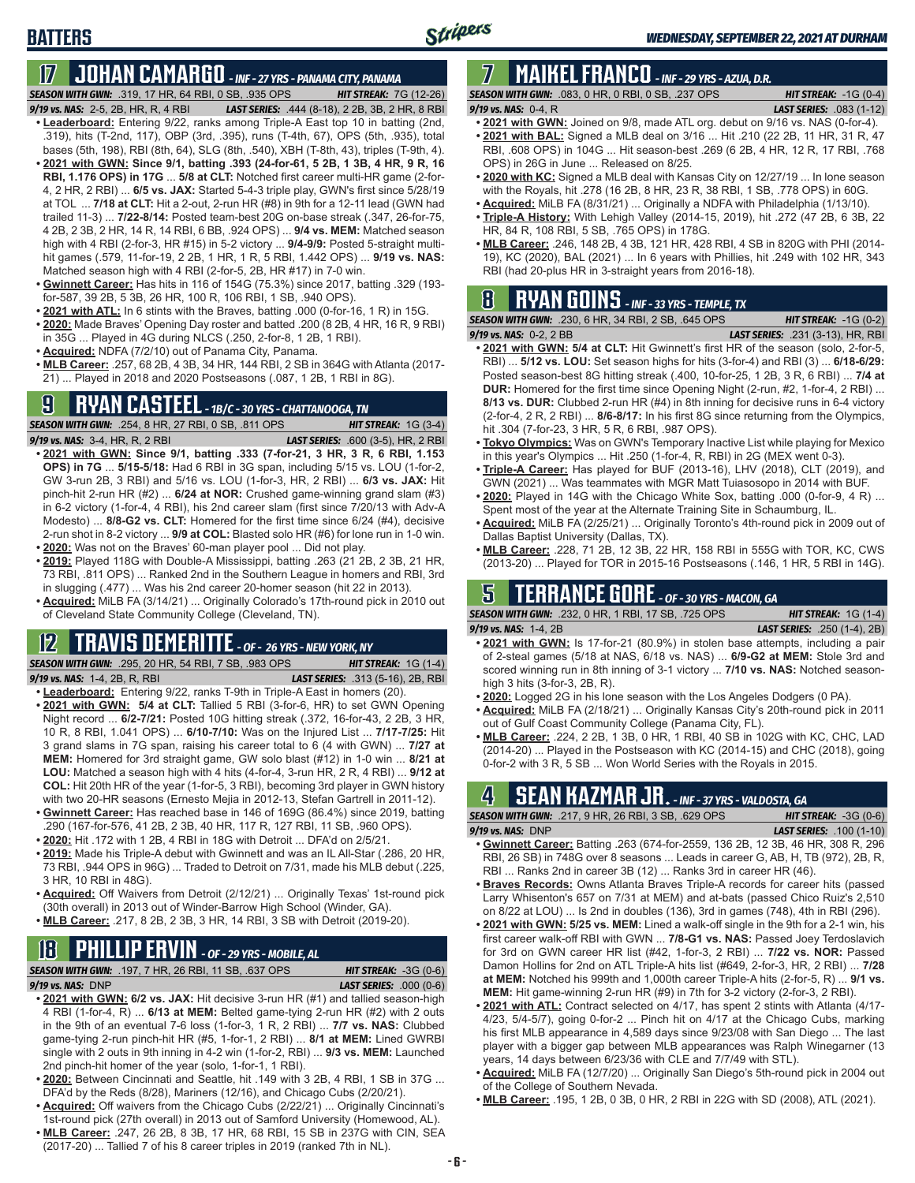## BATTERS

*WEDNESDAY, SEPTEMBER 22, 2021 AT DURHAM*

## 17 JOHAN CAMARGO - *INF - 27 YRS - PANAMA CITY, PANAMA*

***SEASON WITH GWN:*** .319, 17 HR, 64 RBI, 0 SB, .935 OPS ***HIT STREAK:*** 7G (12-26)
***9/19 vs. NAS:*** 2-5, 2B, HR, R, 4 RBI ***LAST SERIES:*** .444 (8-18), 2 2B, 3B, 2 HR, 8 RBI

- **Leaderboard:** Entering 9/22, ranks among Triple-A East top 10 in batting (2nd, .319), hits (T-2nd, 117), OBP (3rd, .395), runs (T-4th, 67), OPS (5th, .935), total bases (5th, 198), RBI (8th, 64), SLG (8th, .540), XBH (T-8th, 43), triples (T-9th, 4).
- **2021 with GWN: Since 9/1, batting .393 (24-for-61, 5 2B, 1 3B, 4 HR, 9 R, 16 RBI, 1.176 OPS) in 17G** ... **5/8 at CLT:** Notched first career multi-HR game (2-for-4, 2 HR, 2 RBI) ... **6/5 vs. JAX:** Started 5-4-3 triple play, GWN's first since 5/28/19 at TOL ... **7/18 at CLT:** Hit a 2-out, 2-run HR (#8) in 9th for a 12-11 lead (GWN had trailed 11-3) ... **7/22-8/14:** Posted team-best 20G on-base streak (.347, 26-for-75, 4 2B, 2 3B, 2 HR, 14 R, 14 RBI, 6 BB, .924 OPS) ... **9/4 vs. MEM:** Matched season high with 4 RBI (2-for-3, HR #15) in 5-2 victory ... **9/4-9/9:** Posted 5-straight multi-hit games (.579, 11-for-19, 2 2B, 1 HR, 1 R, 5 RBI, 1.442 OPS) ... **9/19 vs. NAS:** Matched season high with 4 RBI (2-for-5, 2B, HR #17) in 7-0 win.
- **Gwinnett Career:** Has hits in 116 of 154G (75.3%) since 2017, batting .329 (193-for-587, 39 2B, 5 3B, 26 HR, 100 R, 106 RBI, 1 SB, .940 OPS).
- **2021 with ATL:** In 6 stints with the Braves, batting .000 (0-for-16, 1 R) in 15G.
- **2020:** Made Braves' Opening Day roster and batted .200 (8 2B, 4 HR, 16 R, 9 RBI) in 35G ... Played in 4G during NLCS (.250, 2-for-8, 1 2B, 1 RBI).
- **Acquired:** NDFA (7/2/10) out of Panama City, Panama.
- **MLB Career:** .257, 68 2B, 4 3B, 34 HR, 144 RBI, 2 SB in 364G with Atlanta (2017-21) ... Played in 2018 and 2020 Postseasons (.087, 1 2B, 1 RBI in 8G).

## 9 RYAN CASTEEL - *1B/C - 30 YRS - CHATTANOOGA, TN*

***SEASON WITH GWN:*** .254, 8 HR, 27 RBI, 0 SB, .811 OPS ***HIT STREAK:*** 1G (3-4)
***9/19 vs. NAS:*** 3-4, HR, R, 2 RBI ***LAST SERIES:*** .600 (3-5), HR, 2 RBI

- **2021 with GWN: Since 9/1, batting .333 (7-for-21, 3 HR, 3 R, 6 RBI, 1.153 OPS) in 7G** ... **5/15-5/18:** Had 6 RBI in 3G span, including 5/15 vs. LOU (1-for-2, GW 3-run 2B, 3 RBI) and 5/16 vs. LOU (1-for-3, HR, 2 RBI) ... **6/3 vs. JAX:** Hit pinch-hit 2-run HR (#2) ... **6/24 at NOR:** Crushed game-winning grand slam (#3) in 6-2 victory (1-for-4, 4 RBI), his 2nd career slam (first since 7/20/13 with Adv-A Modesto) ... **8/8-G2 vs. CLT:** Homered for the first time since 6/24 (#4), decisive 2-run shot in 8-2 victory ... **9/9 at COL:** Blasted solo HR (#6) for lone run in 1-0 win.
- **2020:** Was not on the Braves' 60-man player pool ... Did not play.
- **2019:** Played 118G with Double-A Mississippi, batting .263 (21 2B, 2 3B, 21 HR, 73 RBI, .811 OPS) ... Ranked 2nd in the Southern League in homers and RBI, 3rd in slugging (.477) ... Was his 2nd career 20-homer season (hit 22 in 2013).
- **Acquired:** MiLB FA (3/14/21) ... Originally Colorado's 17th-round pick in 2010 out of Cleveland State Community College (Cleveland, TN).

## 12 TRAVIS DEMERITTE - *OF - 26 YRS - NEW YORK, NY*

***SEASON WITH GWN:*** .295, 20 HR, 54 RBI, 7 SB, .983 OPS ***HIT STREAK:*** 1G (1-4)
***9/19 vs. NAS:*** 1-4, 2B, R, RBI ***LAST SERIES:*** .313 (5-16), 2B, RBI

- **Leaderboard:** Entering 9/22, ranks T-9th in Triple-A East in homers (20).
- **2021 with GWN: 5/4 at CLT:** Tallied 5 RBI (3-for-6, HR) to set GWN Opening Night record ... **6/2-7/21:** Posted 10G hitting streak (.372, 16-for-43, 2 2B, 3 HR, 10 R, 8 RBI, 1.041 OPS) ... **6/10-7/10:** Was on the Injured List ... **7/17-7/25:** Hit 3 grand slams in 7G span, raising his career total to 6 (4 with GWN) ... **7/27 at MEM:** Homered for 3rd straight game, GW solo blast (#12) in 1-0 win ... **8/21 at LOU:** Matched a season high with 4 hits (4-for-4, 3-run HR, 2 R, 4 RBI) ... **9/12 at COL:** Hit 20th HR of the year (1-for-5, 3 RBI), becoming 3rd player in GWN history with two 20-HR seasons (Ernesto Mejia in 2012-13, Stefan Gartrell in 2011-12).
- **Gwinnett Career:** Has reached base in 146 of 169G (86.4%) since 2019, batting .290 (167-for-576, 41 2B, 2 3B, 40 HR, 117 R, 127 RBI, 11 SB, .960 OPS).
- **2020:** Hit .172 with 1 2B, 4 RBI in 18G with Detroit ... DFA'd on 2/5/21.
- **2019:** Made his Triple-A debut with Gwinnett and was an IL All-Star (.286, 20 HR, 73 RBI, .944 OPS in 96G) ... Traded to Detroit on 7/31, made his MLB debut (.225, 3 HR, 10 RBI in 48G).
- **Acquired:** Off Waivers from Detroit (2/12/21) ... Originally Texas' 1st-round pick (30th overall) in 2013 out of Winder-Barrow High School (Winder, GA).
- **MLB Career:** .217, 8 2B, 2 3B, 3 HR, 14 RBI, 3 SB with Detroit (2019-20).

## 18 PHILLIP ERVIN - *OF - 29 YRS - MOBILE, AL*

***SEASON WITH GWN:*** .197, 7 HR, 26 RBI, 11 SB, .637 OPS ***HIT STREAK:*** -3G (0-6)
***9/19 vs. NAS:*** DNP ***LAST SERIES:*** .000 (0-6)

- **2021 with GWN: 6/2 vs. JAX:** Hit decisive 3-run HR (#1) and tallied season-high 4 RBI (1-for-4, R) ... **6/13 at MEM:** Belted game-tying 2-run HR (#2) with 2 outs in the 9th of an eventual 7-6 loss (1-for-3, 1 R, 2 RBI) ... **7/7 vs. NAS:** Clubbed game-tying 2-run pinch-hit HR (#5, 1-for-1, 2 RBI) ... **8/1 at MEM:** Lined GWRBI single with 2 outs in 9th inning in 4-2 win (1-for-2, RBI) ... **9/3 vs. MEM:** Launched 2nd pinch-hit homer of the year (solo, 1-for-1, 1 RBI).
- **2020:** Between Cincinnati and Seattle, hit .149 with 3 2B, 4 RBI, 1 SB in 37G ... DFA'd by the Reds (8/28), Mariners (12/16), and Chicago Cubs (2/20/21).
- **Acquired:** Off waivers from the Chicago Cubs (2/22/21) ... Originally Cincinnati's 1st-round pick (27th overall) in 2013 out of Samford University (Homewood, AL).
- **MLB Career:** .247, 26 2B, 8 3B, 17 HR, 68 RBI, 15 SB in 237G with CIN, SEA (2017-20) ... Tallied 7 of his 8 career triples in 2019 (ranked 7th in NL).

## 7 MAIKEL FRANCO - *INF - 29 YRS - AZUA, D.R.*

***SEASON WITH GWN:*** .083, 0 HR, 0 RBI, 0 SB, .237 OPS ***HIT STREAK:*** -1G (0-4)
***9/19 vs. NAS:*** 0-4, R ***LAST SERIES:*** .083 (1-12)

- **2021 with GWN:** Joined on 9/8, made ATL org. debut on 9/16 vs. NAS (0-for-4).
- **2021 with BAL:** Signed a MLB deal on 3/16 ... Hit .210 (22 2B, 11 HR, 31 R, 47 RBI, .608 OPS) in 104G ... Hit season-best .269 (6 2B, 4 HR, 12 R, 17 RBI, .768 OPS) in 26G in June ... Released on 8/25.
- **2020 with KC:** Signed a MLB deal with Kansas City on 12/27/19 ... In lone season with the Royals, hit .278 (16 2B, 8 HR, 23 R, 38 RBI, 1 SB, .778 OPS) in 60G.
- **Acquired:** MiLB FA (8/31/21) ... Originally a NDFA with Philadelphia (1/13/10).
- **Triple-A History:** With Lehigh Valley (2014-15, 2019), hit .272 (47 2B, 6 3B, 22 HR, 84 R, 108 RBI, 5 SB, .765 OPS) in 178G.
- **MLB Career:** .246, 148 2B, 4 3B, 121 HR, 428 RBI, 4 SB in 820G with PHI (2014-19), KC (2020), BAL (2021) ... In 6 years with Phillies, hit .249 with 102 HR, 343 RBI (had 20-plus HR in 3-straight years from 2016-18).

## 8 RYAN GOINS - *INF - 33 YRS - TEMPLE, TX*

***SEASON WITH GWN:*** .230, 6 HR, 34 RBI, 2 SB, .645 OPS ***HIT STREAK:*** -1G (0-2)
***9/19 vs. NAS:*** 0-2, 2 BB ***LAST SERIES:*** .231 (3-13), HR, RBI

- **2021 with GWN: 5/4 at CLT:** Hit Gwinnett's first HR of the season (solo, 2-for-5, RBI) ... **5/12 vs. LOU:** Set season highs for hits (3-for-4) and RBI (3) ... **6/18-6/29:** Posted season-best 8G hitting streak (.400, 10-for-25, 1 2B, 3 R, 6 RBI) ... **7/4 at DUR:** Homered for the first time since Opening Night (2-run, #2, 1-for-4, 2 RBI) ... **8/13 vs. DUR:** Clubbed 2-run HR (#4) in 8th inning for decisive runs in 6-4 victory (2-for-4, 2 R, 2 RBI) ... **8/6-8/17:** In his first 8G since returning from the Olympics, hit .304 (7-for-23, 3 HR, 5 R, 6 RBI, .987 OPS).
- **Tokyo Olympics:** Was on GWN's Temporary Inactive List while playing for Mexico in this year's Olympics ... Hit .250 (1-for-4, R, RBI) in 2G (MEX went 0-3).
- **Triple-A Career:** Has played for BUF (2013-16), LHV (2018), CLT (2019), and GWN (2021) ... Was teammates with MGR Matt Tuiasosopo in 2014 with BUF.
- **2020:** Played in 14G with the Chicago White Sox, batting .000 (0-for-9, 4 R) ... Spent most of the year at the Alternate Training Site in Schaumburg, IL.
- **Acquired:** MiLB FA (2/25/21) ... Originally Toronto's 4th-round pick in 2009 out of Dallas Baptist University (Dallas, TX).
- **MLB Career:** .228, 71 2B, 12 3B, 22 HR, 158 RBI in 555G with TOR, KC, CWS (2013-20) ... Played for TOR in 2015-16 Postseasons (.146, 1 HR, 5 RBI in 14G).

## 5 TERRANCE GORE - *OF - 30 YRS - MACON, GA*

***SEASON WITH GWN:*** .232, 0 HR, 1 RBI, 17 SB, .725 OPS ***HIT STREAK:*** 1G (1-4)
***9/19 vs. NAS:*** 1-4, 2B ***LAST SERIES:*** .250 (1-4), 2B)

- **2021 with GWN:** Is 17-for-21 (80.9%) in stolen base attempts, including a pair of 2-steal games (5/18 at NAS, 6/18 vs. NAS) ... **6/9-G2 at MEM:** Stole 3rd and scored winning run in 8th inning of 3-1 victory ... **7/10 vs. NAS:** Notched season-high 3 hits (3-for-3, 2B, R).
- **2020:** Logged 2G in his lone season with the Los Angeles Dodgers (0 PA).
- **Acquired:** MiLB FA (2/18/21) ... Originally Kansas City's 20th-round pick in 2011 out of Gulf Coast Community College (Panama City, FL).
- **MLB Career:** .224, 2 2B, 1 3B, 0 HR, 1 RBI, 40 SB in 102G with KC, CHC, LAD (2014-20) ... Played in the Postseason with KC (2014-15) and CHC (2018), going 0-for-2 with 3 R, 5 SB ... Won World Series with the Royals in 2015.

## 4 SEAN KAZMAR JR. - *INF - 37 YRS - VALDOSTA, GA*

***SEASON WITH GWN:*** .217, 9 HR, 26 RBI, 3 SB, .629 OPS ***HIT STREAK:*** -3G (0-6)
***9/19 vs. NAS:*** DNP ***LAST SERIES:*** .100 (1-10)

- **Gwinnett Career:** Batting .263 (674-for-2559, 136 2B, 12 3B, 46 HR, 308 R, 296 RBI, 26 SB) in 748G over 8 seasons ... Leads in career G, AB, H, TB (972), 2B, R, RBI ... Ranks 2nd in career 3B (12) ... Ranks 3rd in career HR (46).
- **Braves Records:** Owns Atlanta Braves Triple-A records for career hits (passed Larry Whisenton's 657 on 7/31 at MEM) and at-bats (passed Chico Ruiz's 2,510 on 8/22 at LOU) ... Is 2nd in doubles (136), 3rd in games (748), 4th in RBI (296).
- **2021 with GWN: 5/25 vs. MEM:** Lined a walk-off single in the 9th for a 2-1 win, his first career walk-off RBI with GWN ... **7/8-G1 vs. NAS:** Passed Joey Terdoslavich for 3rd on GWN career HR list (#42, 1-for-3, 2 RBI) ... **7/22 vs. NOR:** Passed Damon Hollins for 2nd on ATL Triple-A hits list (#649, 2-for-3, HR, 2 RBI) ... **7/28 at MEM:** Notched his 999th and 1,000th career Triple-A hits (2-for-5, R) ... **9/1 vs. MEM:** Hit game-winning 2-run HR (#9) in 7th for 3-2 victory (2-for-3, 2 RBI).
- **2021 with ATL:** Contract selected on 4/17, has spent 2 stints with Atlanta (4/17-4/23, 5/4-5/7), going 0-for-2 ... Pinch hit on 4/17 at the Chicago Cubs, marking his first MLB appearance in 4,589 days since 9/23/08 with San Diego ... The last player with a bigger gap between MLB appearances was Ralph Winegarner (13 years, 14 days between 6/23/36 with CLE and 7/7/49 with STL).
- **Acquired:** MiLB FA (12/7/20) ... Originally San Diego's 5th-round pick in 2004 out of the College of Southern Nevada.
- **MLB Career:** .195, 1 2B, 0 3B, 0 HR, 2 RBI in 22G with SD (2008), ATL (2021).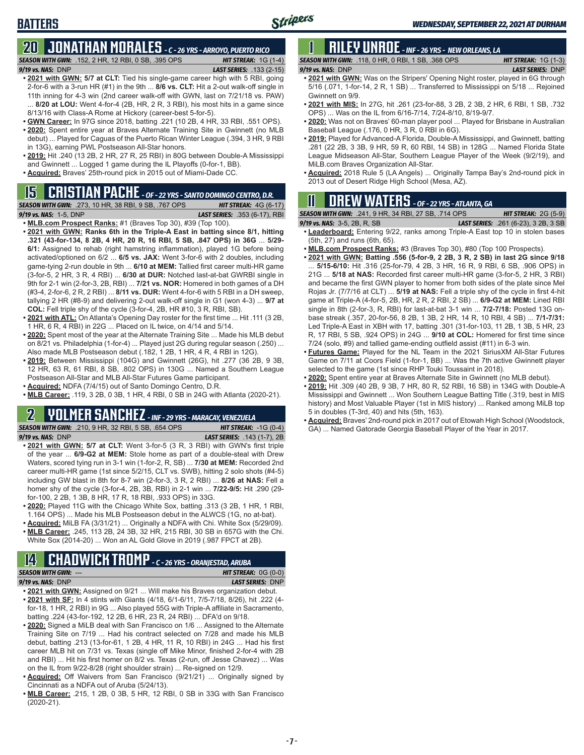## BATTERS

## 20 JONATHAN MORALES - C - 26 YRS - ARROYO, PUERTO RICO

**SEASON WITH GWN:** .152, 2 HR, 12 RBI, 0 SB, .395 OPS — **HIT STREAK:** 1G (1-4)
**9/19 vs. NAS:** DNP — **LAST SERIES:** .133 (2-15)

- **2021 with GWN:** 5/7 at CLT: Tied his single-game career high with 5 RBI, going 2-for-6 with a 3-run HR (#1) in the 9th ... **8/6 vs. CLT:** Hit a 2-out walk-off single in 11th inning for 4-3 win (2nd career walk-off with GWN, last on 7/21/18 vs. PAW) ... **8/20 at LOU:** Went 4-for-4 (2B, HR, 2 R, 3 RBI), his most hits in a game since 8/13/16 with Class-A Rome at Hickory (career-best 5-for-5).
- **GWN Career:** In 97G since 2018, batting .221 (10 2B, 4 HR, 33 RBI, .551 OPS).
- **2020:** Spent entire year at Braves Alternate Training Site in Gwinnett (no MLB debut) ... Played for Caguas of the Puerto Rican Winter League (.394, 3 HR, 9 RBI in 13G), earning PWL Postseason All-Star honors.
- **2019:** Hit .240 (13 2B, 2 HR, 27 R, 25 RBI) in 80G between Double-A Mississippi and Gwinnett ... Logged 1 game during the IL Playoffs (0-for-1, BB).
- **Acquired:** Braves' 25th-round pick in 2015 out of Miami-Dade CC.

## 15 CRISTIAN PACHE - OF - 22 YRS - SANTO DOMINGO CENTRO, D.R.

**SEASON WITH GWN:** .273, 10 HR, 38 RBI, 9 SB, .767 OPS — **HIT STREAK:** 4G (6-17)
**9/19 vs. NAS:** 1-5, DNP — **LAST SERIES:** .353 (6-17), RBI

- **MLB.com Prospect Ranks:** #1 (Braves Top 30), #39 (Top 100).
- **2021 with GWN: Ranks 6th in the Triple-A East in batting since 8/1, hitting .321 (43-for-134, 8 2B, 4 HR, 20 R, 16 RBI, 5 SB, .847 OPS) in 36G** ... **5/29-6/1:** Assigned to rehab (right hamstring inflammation), played 1G before being activated/optioned on 6/2 ... **6/5 vs. JAX:** Went 3-for-6 with 2 doubles, including game-tying 2-run double in 9th ... **6/10 at MEM:** Tallied first career multi-HR game (3-for-5, 2 HR, 3 R, 4 RBI) ... **6/30 at DUR:** Notched last-at-bat GWRBI single in 9th for 2-1 win (2-for-3, 2B, RBI) ... **7/21 vs. NOR:** Homered in both games of a DH (#3-4, 2-for-6, 2 R, 2 RBI) ... **8/11 vs. DUR:** Went 4-for-6 with 5 RBI in a DH sweep, tallying 2 HR (#8-9) and delivering 2-out walk-off single in G1 (won 4-3) ... **9/7 at COL:** Fell triple shy of the cycle (3-for-4, 2B, HR #10, 3 R, RBI, SB).
- **2021 with ATL:** On Atlanta's Opening Day roster for the first time ... Hit .111 (3 2B, 1 HR, 6 R, 4 RBI) in 22G ... Placed on IL twice, on 4/14 and 5/14.
- **2020:** Spent most of the year at the Alternate Training Site ... Made his MLB debut on 8/21 vs. Philadelphia (1-for-4) ... Played just 2G during regular season (.250) ... Also made MLB Postseason debut (.182, 1 2B, 1 HR, 4 R, 4 RBI in 12G).
- **2019:** Between Mississippi (104G) and Gwinnett (26G), hit .277 (36 2B, 9 3B, 12 HR, 63 R, 61 RBI, 8 SB, .802 OPS) in 130G ... Named a Southern League Postseason All-Star and MLB All-Star Futures Game participant.
- **Acquired:** NDFA (7/4/15) out of Santo Domingo Centro, D.R.
- **MLB Career:** .119, 3 2B, 0 3B, 1 HR, 4 RBI, 0 SB in 24G with Atlanta (2020-21).

## 2 YOLMER SANCHEZ - INF - 29 YRS - MARACAY, VENEZUELA

**SEASON WITH GWN:** .210, 9 HR, 32 RBI, 5 SB, .654 OPS — **HIT STREAK:** -1G (0-4)
**9/19 vs. NAS:** DNP — **LAST SERIES:** .143 (1-7), 2B

- **2021 with GWN:** 5/7 at CLT: Went 3-for-5 (3 R, 3 RBI) with GWN's first triple of the year ... **6/9-G2 at MEM:** Stole home as part of a double-steal with Drew Waters, scored tying run in 3-1 win (1-for-2, R, SB) ... **7/30 at MEM:** Recorded 2nd career multi-HR game (1st since 5/2/15, CLT vs. SWB), hitting 2 solo shots (#4-5) including GW blast in 8th for 8-7 win (2-for-3, 3 R, 2 RBI) ... **8/26 at NAS:** Fell a homer shy of the cycle (3-for-4, 2B, 3B, RBI) in 2-1 win ... **7/22-9/5:** Hit .290 (29-for-100, 2 2B, 1 3B, 8 HR, 17 R, 18 RBI, .933 OPS) in 33G.
- **2020:** Played 11G with the Chicago White Sox, batting .313 (3 2B, 1 HR, 1 RBI, 1.164 OPS) ... Made his MLB Postseason debut in the ALWCS (1G, no at-bat).
- **Acquired:** MiLB FA (3/31/21) ... Originally a NDFA with Chi. White Sox (5/29/09).
- **MLB Career:** .245, 113 2B, 24 3B, 32 HR, 215 RBI, 30 SB in 657G with the Chi. White Sox (2014-20) ... Won an AL Gold Glove in 2019 (.987 FPCT at 2B).

## 14 CHADWICK TROMP - C - 26 YRS - ORANJESTAD, ARUBA

**SEASON WITH GWN:** --- — **HIT STREAK:** 0G (0-0)
**9/19 vs. NAS:** DNP — **LAST SERIES:** DNP

- **2021 with GWN:** Assigned on 9/21 ... Will make his Braves organization debut.
- **2021 with SF:** In 4 stints with Giants (4/18, 6/1-6/11, 7/5-7/18, 8/26), hit .222 (4-for-18, 1 HR, 2 RBI) in 9G ... Also played 55G with Triple-A affiliate in Sacramento, batting .224 (43-for-192, 12 2B, 6 HR, 23 R, 24 RBI) ... DFA'd on 9/18.
- **2020:** Signed a MiLB deal with San Francisco on 1/6 ... Assigned to the Alternate Training Site on 7/19 ... Had his contract selected on 7/28 and made his MLB debut, batting .213 (13-for-61, 1 2B, 4 HR, 11 R, 10 RBI) in 24G ... Had his first career MLB hit on 7/31 vs. Texas (single off Mike Minor, finished 2-for-4 with 2B and RBI) ... Hit his first homer on 8/2 vs. Texas (2-run, off Jesse Chavez) ... Was on the IL from 9/22-8/28 (right shoulder strain) ... Re-signed on 12/9.
- **Acquired:** Off Waivers from San Francisco (9/21/21) ... Originally signed by Cincinnati as a NDFA out of Aruba (5/24/13).
- **MLB Career:** .215, 1 2B, 0 3B, 5 HR, 12 RBI, 0 SB in 33G with San Francisco (2020-21).

## 1 RILEY UNROE - INF - 26 YRS - NEW ORLEANS, LA

**SEASON WITH GWN:** .118, 0 HR, 0 RBI, 1 SB, .368 OPS — **HIT STREAK:** 1G (1-3)
**9/19 vs. NAS:** DNP — **LAST SERIES:** DNP

- **2021 with GWN:** Was on the Stripers' Opening Night roster, played in 6G through 5/16 (.071, 1-for-14, 2 R, 1 SB) ... Transferred to Mississippi on 5/18 ... Rejoined Gwinnett on 9/9.
- **2021 with MIS:** In 27G, hit .261 (23-for-88, 3 2B, 2 3B, 2 HR, 6 RBI, 1 SB, .732 OPS) ... Was on the IL from 6/16-7/14, 7/24-8/10, 8/19-9/7.
- **2020:** Was not on Braves' 60-man player pool ... Played for Brisbane in Australian Baseball League (.176, 0 HR, 3 R, 0 RBI in 6G).
- **2019:** Played for Advanced-A Florida, Double-A Mississippi, and Gwinnett, batting .281 (22 2B, 3 3B, 9 HR, 59 R, 60 RBI, 14 SB) in 128G ... Named Florida State League Midseason All-Star, Southern League Player of the Week (9/2/19), and MiLB.com Braves Organization All-Star.
- **Acquired:** 2018 Rule 5 (LA Angels) ... Originally Tampa Bay's 2nd-round pick in 2013 out of Desert Ridge High School (Mesa, AZ).

## 11 DREW WATERS - OF - 22 YRS - ATLANTA, GA

**SEASON WITH GWN:** .241, 9 HR, 34 RBI, 27 SB, .714 OPS — **HIT STREAK:** 2G (5-9)
**9/19 vs. NAS:** 3-5, 2B, R, SB — **LAST SERIES:** .261 (6-23), 3 2B, 3 SB

- **Leaderboard:** Entering 9/22, ranks among Triple-A East top 10 in stolen bases (5th, 27) and runs (6th, 65).
- **MLB.com Prospect Ranks:** #3 (Braves Top 30), #80 (Top 100 Prospects).
- **2021 with GWN: Batting .556 (5-for-9, 2 2B, 3 R, 2 SB) in last 2G since 9/18** ... **5/15-6/10:** Hit .316 (25-for-79, 4 2B, 3 HR, 16 R, 9 RBI, 6 SB, .906 OPS) in 21G ... **5/18 at NAS:** Recorded first career multi-HR game (3-for-5, 2 HR, 3 RBI) and became the first GWN player to homer from both sides of the plate since Mel Rojas Jr. (7/7/16 at CLT) ... **5/19 at NAS:** Fell a triple shy of the cycle in first 4-hit game at Triple-A (4-for-5, 2B, HR, 2 R, 2 RBI, 2 SB) ... **6/9-G2 at MEM:** Lined RBI single in 8th (2-for-3, R, RBI) for last-at-bat 3-1 win ... **7/2-7/18:** Posted 13G on-base streak (.357, 20-for-56, 8 2B, 1 3B, 2 HR, 14 R, 10 RBI, 4 SB) ... **7/1-7/31:** Led Triple-A East in XBH with 17, batting .301 (31-for-103, 11 2B, 1 3B, 5 HR, 23 R, 17 RBI, 5 SB, .924 OPS) in 24G ... **9/10 at COL:** Homered for first time since 7/24 (solo, #9) and tallied game-ending outfield assist (#11) in 6-3 win.
- **Futures Game:** Played for the NL Team in the 2021 SiriusXM All-Star Futures Game on 7/11 at Coors Field (1-for-1, BB) ... Was the 7th active Gwinnett player selected to the game (1st since RHP Touki Toussaint in 2018).
- **2020:** Spent entire year at Braves Alternate Site in Gwinnett (no MLB debut).
- **2019:** Hit .309 (40 2B, 9 3B, 7 HR, 80 R, 52 RBI, 16 SB) in 134G with Double-A Mississippi and Gwinnett ... Won Southern League Batting Title (.319, best in MIS history) and Most Valuable Player (1st in MIS history) ... Ranked among MiLB top 5 in doubles (T-3rd, 40) and hits (5th, 163).
- **Acquired:** Braves' 2nd-round pick in 2017 out of Etowah High School (Woodstock, GA) ... Named Gatorade Georgia Baseball Player of the Year in 2017.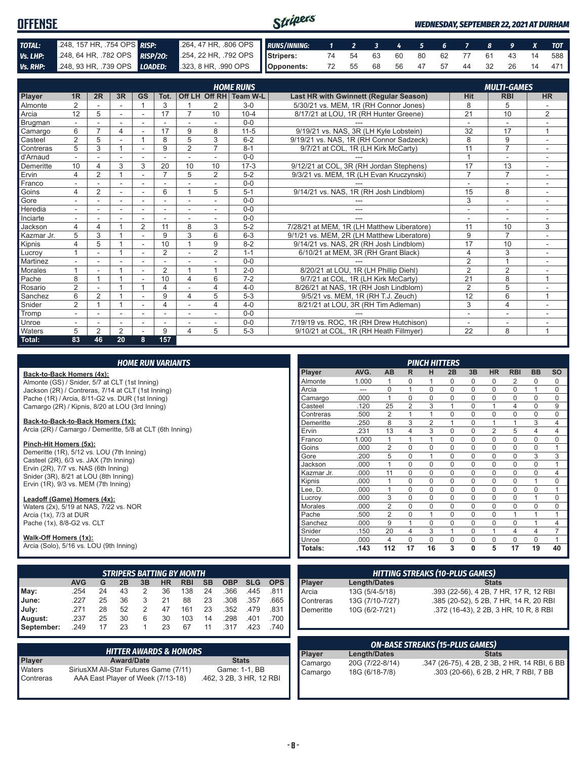# OFFENSE

*WEDNESDAY, SEPTEMBER 22, 2021 AT DURHAM*

| | | | |
|---|---|---|---|
| **TOTAL:** | .248, 157 HR, .754 OPS | **RISP:** | .264, 47 HR, .806 OPS |
| **Vs. LHP:** | .248, 64 HR, .782 OPS | **RISP/2O:** | .254, 22 HR, .792 OPS |
| **Vs. RHP:** | .248, 93 HR, .739 OPS | **LOADED:** | .323, 8 HR, .990 OPS |

| RUNS/INNING: | 1 | 2 | 3 | 4 | 5 | 6 | 7 | 8 | 9 | X | TOT |
|---|---|---|---|---|---|---|---|---|---|---|---|
| Stripers: | 74 | 54 | 63 | 60 | 80 | 62 | 77 | 61 | 43 | 14 | 588 |
| Opponents: | 72 | 55 | 68 | 56 | 47 | 57 | 44 | 32 | 26 | 14 | 471 |

## HOME RUNS / MULTI-GAMES

| Player | 1R | 2R | 3R | GS | Tot. | Off LH | Off RH | Team W-L | Last HR with Gwinnett (Regular Season) | Hit | RBI | HR |
|---|---|---|---|---|---|---|---|---|---|---|---|---|
| Almonte | 2 | - | - | 1 | 3 | 1 | 2 | 3-0 | 5/30/21 vs. MEM, 1R (RH Connor Jones) | 8 | 5 | - |
| Arcia | 12 | 5 | - | - | 17 | 7 | 10 | 10-4 | 8/17/21 at LOU, 1R (RH Hunter Greene) | 21 | 10 | 2 |
| Brugman | - | - | - | - | - | - | - | 0-0 | --- | - | - | - |
| Camargo | 6 | 7 | 4 | - | 17 | 9 | 8 | 11-5 | 9/19/21 vs. NAS, 3R (LH Kyle Lobstein) | 32 | 17 | 1 |
| Casteel | 2 | 5 | - | 1 | 8 | 5 | 3 | 6-2 | 9/19/21 vs. NAS, 1R (RH Connor Sadzeck) | 8 | 9 | - |
| Contreras | 5 | 3 | 1 | - | 9 | 2 | 7 | 8-1 | 9/7/21 at COL, 1R (LH Kirk McCarty) | 11 | 7 | - |
| d'Arnaud | - | - | - | - | - | - | - | 0-0 | --- | 1 | - | - |
| Demeritte | 10 | 4 | 3 | 3 | 20 | 10 | 10 | 17-3 | 9/12/21 at COL, 3R (RH Jordan Stephens) | 17 | 13 | - |
| Ervin | 4 | 2 | 1 | - | 7 | 5 | 2 | 5-2 | 9/3/21 vs. MEM, 1R (LH Evan Kruczynski) | 7 | 7 | - |
| Franco | - | - | - | - | - | - | - | 0-0 | --- | - | - | - |
| Goins | 4 | 2 | - | - | 6 | 1 | 5 | 5-1 | 9/14/21 vs. NAS, 1R (RH Josh Lindblom) | 15 | 8 | - |
| Gore | - | - | - | - | - | - | - | 0-0 | --- | 3 | - | - |
| Heredia | - | - | - | - | - | - | - | 0-0 | --- | - | - | - |
| Inciarte | - | - | - | - | - | - | - | 0-0 | --- | - | - | - |
| Jackson | 4 | 4 | 1 | 2 | 11 | 8 | 3 | 5-2 | 7/28/21 at MEM, 1R (LH Matthew Liberatore) | 11 | 10 | 3 |
| Kazmar Jr. | 5 | 3 | 1 | - | 9 | 3 | 6 | 6-3 | 9/1/21 vs. MEM, 2R (LH Matthew Liberatore) | 9 | 7 | - |
| Kipnis | 4 | 5 | 1 | - | 10 | 1 | 9 | 8-2 | 9/14/21 vs. NAS, 2R (RH Josh Lindblom) | 17 | 10 | - |
| Lucroy | 1 | - | 1 | - | 2 | - | 2 | 1-1 | 6/10/21 at MEM, 3R (RH Grant Black) | 4 | 3 | - |
| Martinez | - | - | - | - | - | - | - | 0-0 | --- | 2 | 1 | - |
| Morales | 1 | - | 1 | - | 2 | 1 | 1 | 2-0 | 8/20/21 at LOU, 1R (LH Phillip Diehl) | 2 | 2 | - |
| Pache | 8 | 1 | 1 | - | 10 | 4 | 6 | 7-2 | 9/7/21 at COL, 1R (LH Kirk McCarty) | 21 | 8 | 1 |
| Rosario | 2 | - | 1 | 1 | 4 | - | 4 | 4-0 | 8/26/21 at NAS, 1R (RH Josh Lindblom) | 2 | 5 | - |
| Sanchez | 6 | 2 | 1 | - | 9 | 4 | 5 | 5-3 | 9/5/21 vs. MEM, 1R (RH T.J. Zeuch) | 12 | 6 | 1 |
| Snider | 2 | 1 | 1 | - | 4 | - | 4 | 4-0 | 8/21/21 at LOU, 3R (RH Tim Adleman) | 3 | 4 | - |
| Tromp | - | - | - | - | - | - | - | 0-0 | --- | - | - | - |
| Unroe | - | - | - | - | - | - | - | 0-0 | 7/19/19 vs. ROC, 1R (RH Drew Hutchison) | - | - | - |
| Waters | 5 | 2 | 2 | - | 9 | 4 | 5 | 5-3 | 9/10/21 at COL, 1R (RH Heath Fillmyer) | 22 | 8 | 1 |
| **Total:** | **83** | **46** | **20** | **8** | **157** | | | | | | | |

## HOME RUN VARIANTS

**Back-to-Back Homers (4x):**
Almonte (GS) / Snider, 5/7 at CLT (1st Inning)
Jackson (2R) / Contreras, 7/14 at CLT (1st Inning)
Pache (1R) / Arcia, 8/11-G2 vs. DUR (1st Inning)
Camargo (2R) / Kipnis, 8/20 at LOU (3rd Inning)

**Back-to-Back-to-Back Homers (1x):**
Arcia (2R) / Camargo / Demeritte, 5/8 at CLT (6th Inning)

**Pinch-Hit Homers (5x):**
Demeritte (1R), 5/12 vs. LOU (7th Inning)
Casteel (2R), 6/3 vs. JAX (7th Inning)
Ervin (2R), 7/7 vs. NAS (6th Inning)
Snider (3R), 8/21 at LOU (8th Inning)
Ervin (1R), 9/3 vs. MEM (7th Inning)

**Leadoff (Game) Homers (4x):**
Waters (2x), 5/19 at NAS, 7/22 vs. NOR
Arcia (1x), 7/3 at DUR
Pache (1x), 8/8-G2 vs. CLT

**Walk-Off Homers (1x):**
Arcia (Solo), 5/16 vs. LOU (9th Inning)

## PINCH HITTERS

| Player | AVG. | AB | R | H | 2B | 3B | HR | RBI | BB | SO |
|---|---|---|---|---|---|---|---|---|---|---|
| Almonte | 1.000 | 1 | 0 | 1 | 0 | 0 | 0 | 2 | 0 | 0 |
| Arcia | --- | 0 | 1 | 0 | 0 | 0 | 0 | 0 | 1 | 0 |
| Camargo | .000 | 1 | 0 | 0 | 0 | 0 | 0 | 0 | 0 | 0 |
| Casteel | .120 | 25 | 2 | 3 | 1 | 0 | 1 | 4 | 0 | 9 |
| Contreras | .500 | 2 | 1 | 1 | 0 | 0 | 0 | 0 | 0 | 0 |
| Demeritte | .250 | 8 | 3 | 2 | 1 | 0 | 1 | 1 | 3 | 4 |
| Ervin | .231 | 13 | 4 | 3 | 0 | 0 | 2 | 5 | 4 | 4 |
| Franco | 1.000 | 1 | 1 | 1 | 0 | 0 | 0 | 0 | 0 | 0 |
| Goins | .000 | 2 | 0 | 0 | 0 | 0 | 0 | 0 | 0 | 1 |
| Gore | .200 | 5 | 0 | 1 | 0 | 0 | 0 | 0 | 3 | 3 |
| Jackson | .000 | 1 | 0 | 0 | 0 | 0 | 0 | 0 | 0 | 1 |
| Kazmar Jr. | .000 | 11 | 0 | 0 | 0 | 0 | 0 | 0 | 0 | 4 |
| Kipnis | .000 | 1 | 0 | 0 | 0 | 0 | 0 | 0 | 1 | 0 |
| Lee, D. | .000 | 1 | 0 | 0 | 0 | 0 | 0 | 0 | 0 | 1 |
| Lucroy | .000 | 3 | 0 | 0 | 0 | 0 | 0 | 0 | 1 | 0 |
| Morales | .000 | 2 | 0 | 0 | 0 | 0 | 0 | 0 | 0 | 0 |
| Pache | .500 | 2 | 0 | 1 | 0 | 0 | 0 | 1 | 1 | 1 |
| Sanchez | .000 | 9 | 1 | 0 | 0 | 0 | 0 | 0 | 1 | 4 |
| Snider | .150 | 20 | 4 | 3 | 1 | 0 | 1 | 4 | 4 | 7 |
| Unroe | .000 | 4 | 0 | 0 | 0 | 0 | 0 | 0 | 0 | 1 |
| **Totals:** | **.143** | **112** | **17** | **16** | **3** | **0** | **5** | **17** | **19** | **40** |

## STRIPERS BATTING BY MONTH

| | AVG | G | 2B | 3B | HR | RBI | SB | OBP | SLG | OPS |
|---|---|---|---|---|---|---|---|---|---|---|
| May: | .254 | 24 | 43 | 2 | 36 | 138 | 24 | .366 | .445 | .811 |
| June: | .227 | 25 | 36 | 3 | 21 | 88 | 23 | .308 | .357 | .665 |
| July: | .271 | 28 | 52 | 2 | 47 | 161 | 23 | .352 | .479 | .831 |
| August: | .237 | 25 | 30 | 6 | 30 | 103 | 14 | .298 | .401 | .700 |
| September: | .249 | 17 | 23 | 1 | 23 | 67 | 11 | .317 | .423 | .740 |

## HITTING STREAKS (10-PLUS GAMES)

| Player | Length/Dates | Stats |
|---|---|---|
| Arcia | 13G (5/4-5/18) | .393 (22-56), 4 2B, 7 HR, 17 R, 12 RBI |
| Contreras | 13G (7/10-7/27) | .385 (20-52), 5 2B, 7 HR, 14 R, 20 RBI |
| Demeritte | 10G (6/2-7/21) | .372 (16-43), 2 2B, 3 HR, 10 R, 8 RBI |

## HITTER AWARDS & HONORS

| Player | Award/Date | Stats |
|---|---|---|
| Waters | SiriusXM All-Star Futures Game (7/11) | Game: 1-1, BB |
| Contreras | AAA East Player of Week (7/13-18) | .462, 3 2B, 3 HR, 12 RBI |

## ON-BASE STREAKS (15-PLUS GAMES)

| Player | Length/Dates | Stats |
|---|---|---|
| Camargo | 20G (7/22-8/14) | .347 (26-75), 4 2B, 2 3B, 2 HR, 14 RBI, 6 BB |
| Camargo | 18G (6/18-7/8) | .303 (20-66), 6 2B, 2 HR, 7 RBI, 7 BB |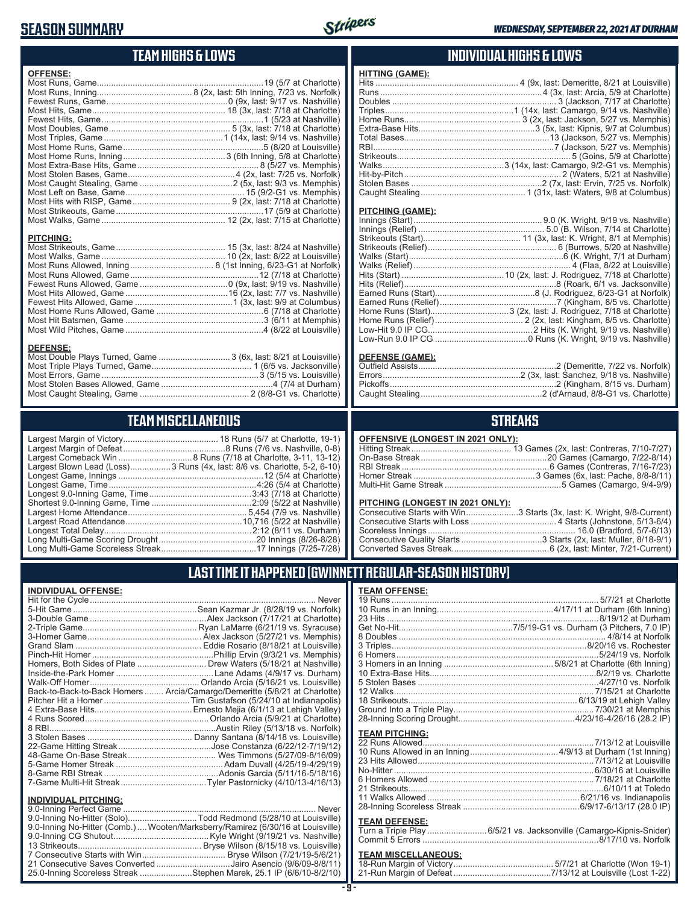# SEASON SUMMARY

*WEDNESDAY, SEPTEMBER 22, 2021 AT DURHAM*

## TEAM HIGHS & LOWS

**OFFENSE:**

| | |
|---|---|
| Most Runs, Game | 19 (5/7 at Charlotte) |
| Most Runs, Inning | 8 (2x, last: 5th Inning, 7/23 vs. Norfolk) |
| Fewest Runs, Game | 0 (9x, last: 9/17 vs. Nashville) |
| Most Hits, Game | 18 (3x, last: 7/18 at Charlotte) |
| Fewest Hits, Game | 1 (5/23 at Nashville) |
| Most Doubles, Game | 5 (3x, last: 7/18 at Charlotte) |
| Most Triples, Game | 1 (14x, last: 9/14 vs. Nashville) |
| Most Home Runs, Game | 5 (8/20 at Louisville) |
| Most Home Runs, Inning | 3 (6th Inning, 5/8 at Charlotte) |
| Most Extra-Base Hits, Game | 8 (5/27 vs. Memphis) |
| Most Stolen Bases, Game | 4 (2x, last: 7/25 vs. Norfolk) |
| Most Caught Stealing, Game | 2 (5x, last: 9/3 vs. Memphis) |
| Most Left on Base, Game | 15 (9/2-G1 vs. Memphis) |
| Most Hits with RISP, Game | 9 (2x, last: 7/18 at Charlotte) |
| Most Strikeouts, Game | 17 (5/9 at Charlotte) |
| Most Walks, Game | 12 (2x, last: 7/15 at Charlotte) |

**PITCHING:**

| | |
|---|---|
| Most Strikeouts, Game | 15 (3x, last: 8/24 at Nashville) |
| Most Walks, Game | 10 (2x, last: 8/22 at Louisville) |
| Most Runs Allowed, Inning | 8 (1st Inning, 6/23-G1 at Norfolk) |
| Most Runs Allowed, Game | 12 (7/18 at Charlotte) |
| Fewest Runs Allowed, Game | 0 (9x, last: 9/19 vs. Nashville) |
| Most Hits Allowed, Game | 16 (2x, last: 7/7 vs. Nashville) |
| Fewest Hits Allowed, Game | 1 (3x, last: 9/9 at Columbus) |
| Most Home Runs Allowed, Game | 6 (7/18 at Charlotte) |
| Most Hit Batsmen, Game | 3 (6/11 at Memphis) |
| Most Wild Pitches, Game | 4 (8/22 at Louisville) |

**DEFENSE:**

| | |
|---|---|
| Most Double Plays Turned, Game | 3 (6x, last: 8/21 at Louisville) |
| Most Triple Plays Turned, Game | 1 (6/5 vs. Jacksonville) |
| Most Errors, Game | 3 (5/15 vs. Louisville) |
| Most Stolen Bases Allowed, Game | 4 (7/4 at Durham) |
| Most Caught Stealing, Game | 2 (8/8-G1 vs. Charlotte) |

## INDIVIDUAL HIGHS & LOWS

**HITTING (GAME):**

| | |
|---|---|
| Hits | 4 (9x, last: Demeritte, 8/21 at Louisville) |
| Runs | 4 (3x, last: Arcia, 5/9 at Charlotte) |
| Doubles | 3 (Jackson, 7/17 at Charlotte) |
| Triples | 1 (14x, last: Camargo, 9/14 vs. Nashville) |
| Home Runs | 3 (2x, last: Jackson, 5/27 vs. Memphis) |
| Extra-Base Hits | 3 (5x, last: Kipnis, 9/7 at Columbus) |
| Total Bases | 13 (Jackson, 5/27 vs. Memphis) |
| RBI | 7 (Jackson, 5/27 vs. Memphis) |
| Strikeouts | 5 (Goins, 5/9 at Charlotte) |
| Walks | 3 (14x, last: Camargo, 9/2-G1 vs. Memphis) |
| Hit-by-Pitch | 2 (Waters, 5/21 at Nashville) |
| Stolen Bases | 2 (7x, last: Ervin, 7/25 vs. Norfolk) |
| Caught Stealing | 1 (31x, last: Waters, 9/8 at Columbus) |

**PITCHING (GAME):**

| | |
|---|---|
| Innings (Start) | 9.0 (K. Wright, 9/19 vs. Nashville) |
| Innings (Relief) | 5.0 (B. Wilson, 7/14 at Charlotte) |
| Strikeouts (Start) | 11 (3x, last: K. Wright, 8/1 at Memphis) |
| Strikeouts (Relief) | 6 (Burrows, 5/20 at Nashville) |
| Walks (Start) | 6 (K. Wright, 7/1 at Durham) |
| Walks (Relief) | 4 (Flaa, 8/22 at Louisville) |
| Hits (Start) | 10 (2x, last: J. Rodriguez, 7/18 at Charlotte) |
| Hits (Relief) | 8 (Roark, 6/1 vs. Jacksonville) |
| Earned Runs (Start) | 8 (J. Rodriguez, 6/23-G1 at Norfolk) |
| Earned Runs (Relief) | 7 (Kingham, 8/5 vs. Charlotte) |
| Home Runs (Start) | 3 (2x, last: J. Rodriguez, 7/18 at Charlotte) |
| Home Runs (Relief) | 2 (2x, last: Kingham, 8/5 vs. Charlotte) |
| Low-Hit 9.0 IP CG | 2 Hits (K. Wright, 9/19 vs. Nashville) |
| Low-Run 9.0 IP CG | 0 Runs (K. Wright, 9/19 vs. Nashville) |

**DEFENSE (GAME):**

| | |
|---|---|
| Outfield Assists | 2 (Demeritte, 7/22 vs. Norfolk) |
| Errors | 2 (3x, last: Sanchez, 9/18 vs. Nashville) |
| Pickoffs | 2 (Kingham, 8/15 vs. Durham) |
| Caught Stealing | 2 (d'Arnaud, 8/8-G1 vs. Charlotte) |

## TEAM MISCELLANEOUS

| | |
|---|---|
| Largest Margin of Victory | 18 Runs (5/7 at Charlotte, 19-1) |
| Largest Margin of Defeat | 8 Runs (7/6 vs. Nashville, 0-8) |
| Largest Comeback Win | 8 Runs (7/18 at Charlotte, 3-11, 13-12) |
| Largest Blown Lead (Loss) | 3 Runs (4x, last: 8/6 vs. Charlotte, 5-2, 6-10) |
| Longest Game, Innings | 12 (5/4 at Charlotte) |
| Longest Game, Time | 4:26 (5/4 at Charlotte) |
| Longest 9.0-Inning Game, Time | 3:43 (7/18 at Charlotte) |
| Shortest 9.0-Inning Game, Time | 2:09 (5/22 at Nashville) |
| Largest Home Attendance | 5,454 (7/9 vs. Nashville) |
| Largest Road Attendance | 10,716 (5/22 at Nashville) |
| Longest Total Delay | 2:12 (8/11 vs. Durham) |
| Long Multi-Game Scoring Drought | 20 Innings (8/26-8/28) |
| Long Multi-Game Scoreless Streak | 17 Innings (7/25-7/28) |

## STREAKS

**OFFENSIVE (LONGEST IN 2021 ONLY):**

| | |
|---|---|
| Hitting Streak | 13 Games (2x, last: Contreras, 7/10-7/27) |
| On-Base Streak | 20 Games (Camargo, 7/22-8/14) |
| RBI Streak | 6 Games (Contreras, 7/16-7/23) |
| Homer Streak | 3 Games (6x, last: Pache, 8/8-8/11) |
| Multi-Hit Game Streak | 5 Games (Camargo, 9/4-9/9) |

**PITCHING (LONGEST IN 2021 ONLY):**

| | |
|---|---|
| Consecutive Starts with Win | 3 Starts (3x, last: K. Wright, 9/8-Current) |
| Consecutive Starts with Loss | 4 Starts (Johnstone, 5/13-6/4) |
| Scoreless Innings | 16.0 (Bradford, 5/7-6/13) |
| Consecutive Quality Starts | 3 Starts (2x, last: Muller, 8/18-9/1) |
| Converted Saves Streak | 6 (2x, last: Minter, 7/21-Current) |

## LAST TIME IT HAPPENED (GWINNETT REGULAR-SEASON HISTORY)

**INDIVIDUAL OFFENSE:**

| | |
|---|---|
| Hit for the Cycle | Never |
| 5-Hit Game | Sean Kazmar Jr. (8/28/19 vs. Norfolk) |
| 3-Double Game | Alex Jackson (7/17/21 at Charlotte) |
| 2-Triple Game | Ryan LaMarre (6/21/19 vs. Syracuse) |
| 3-Homer Game | Alex Jackson (5/27/21 vs. Memphis) |
| Grand Slam | Eddie Rosario (8/18/21 at Louisville) |
| Pinch-Hit Homer | Phillip Ervin (9/3/21 vs. Memphis) |
| Homers, Both Sides of Plate | Drew Waters (5/18/21 at Nashville) |
| Inside-the-Park Homer | Lane Adams (4/9/17 vs. Durham) |
| Walk-Off Homer | Orlando Arcia (5/16/21 vs. Louisville) |
| Back-to-Back-to-Back Homers | Arcia/Camargo/Demeritte (5/8/21 at Charlotte) |
| Pitcher Hit a Homer | Tim Gustafson (5/24/10 at Indianapolis) |
| 4 Extra-Base Hits | Ernesto Mejia (6/1/13 at Lehigh Valley) |
| 4 Runs Scored | Orlando Arcia (5/9/21 at Charlotte) |
| 8 RBI | Austin Riley (5/13/18 vs. Norfolk) |
| 3 Stolen Bases | Danny Santana (8/14/18 vs. Louisville) |
| 22-Game Hitting Streak | Jose Constanza (6/22/12-7/19/12) |
| 48-Game On-Base Streak | Wes Timmons (5/27/09-8/16/09) |
| 5-Game Homer Streak | Adam Duvall (4/25/19-4/29/19) |
| 8-Game RBI Streak | Adonis Garcia (5/11/16-5/18/16) |
| 7-Game Multi-Hit Streak | Tyler Pastornicky (4/10/13-4/16/13) |

**INDIVIDUAL PITCHING:**

| | |
|---|---|
| 9.0-Inning Perfect Game | Never |
| 9.0-Inning No-Hitter (Solo) | Todd Redmond (5/28/10 at Louisville) |
| 9.0-Inning No-Hitter (Comb.) | Wooten/Marksberry/Ramirez (6/30/16 at Louisville) |
| 9.0-Inning CG Shutout | Kyle Wright (9/19/21 vs. Nashville) |
| 13 Strikeouts | Bryse Wilson (8/15/18 vs. Louisville) |
| 7 Consecutive Starts with Win | Bryse Wilson (7/21/19-5/6/21) |
| 21 Consecutive Saves Converted | Jairo Asencio (9/6/09-8/8/11) |
| 25.0-Inning Scoreless Streak | Stephen Marek, 25.1 IP (6/6/10-8/2/10) |

**TEAM OFFENSE:**

| | |
|---|---|
| 19 Runs | 5/7/21 at Charlotte |
| 10 Runs in an Inning | 4/17/11 at Durham (6th Inning) |
| 23 Hits | 8/19/12 at Durham |
| Get No-Hit | 7/5/19-G1 vs. Durham (3 Pitchers, 7.0 IP) |
| 8 Doubles | 4/8/14 at Norfolk |
| 3 Triples | 8/20/16 vs. Rochester |
| 6 Homers | 5/24/19 vs. Norfolk |
| 3 Homers in an Inning | 5/8/21 at Charlotte (6th Inning) |
| 10 Extra-Base Hits | 8/2/19 vs. Charlotte |
| 5 Stolen Bases | 4/27/10 vs. Norfolk |
| 12 Walks | 7/15/21 at Charlotte |
| 18 Strikeouts | 6/13/19 at Lehigh Valley |
| Ground Into a Triple Play | 7/30/21 at Memphis |
| 28-Inning Scoring Drought | 4/23/16-4/26/16 (28.2 IP) |

**TEAM PITCHING:**

| | |
|---|---|
| 22 Runs Allowed | 7/13/12 at Louisville |
| 10 Runs Allowed in an Inning | 4/9/13 at Durham (1st Inning) |
| 23 Hits Allowed | 7/13/12 at Louisville |
| No-Hitter | 6/30/16 at Louisville |
| 6 Homers Allowed | 7/18/21 at Charlotte |
| 21 Strikeouts | 6/10/11 at Toledo |
| 11 Walks Allowed | 6/21/16 vs. Indianapolis |
| 28-Inning Scoreless Streak | 6/9/17-6/13/17 (28.0 IP) |

**TEAM DEFENSE:**

| | |
|---|---|
| Turn a Triple Play | 6/5/21 vs. Jacksonville (Camargo-Kipnis-Snider) |
| Commit 5 Errors | 8/17/10 vs. Norfolk |

**TEAM MISCELLANEOUS:**

| | |
|---|---|
| 18-Run Margin of Victory | 5/7/21 at Charlotte (Won 19-1) |
| 21-Run Margin of Defeat | 7/13/12 at Louisville (Lost 1-22) |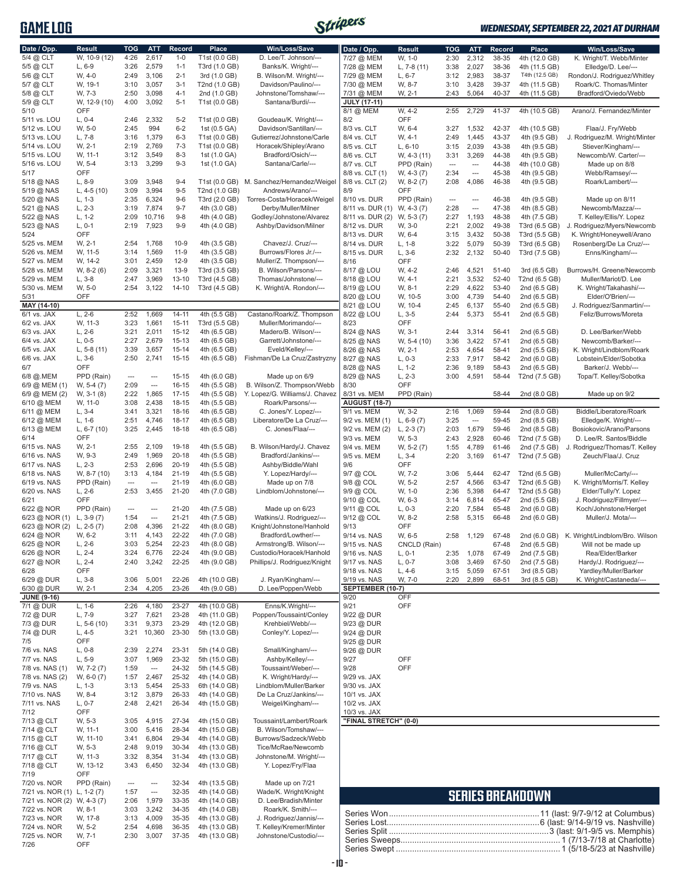# GAME LOG

| Date / Opp. | Result | TOG | ATT | Record | Place | Win/Loss/Save |
|---|---|---|---|---|---|---|
| 5/4 @ CLT | W, 10-9 (12) | 4:26 | 2,617 | 1-0 | T1st (0.0 GB) | D. Lee/T. Johnson/--- |
| 5/5 @ CLT | L, 6-9 | 3:26 | 2,579 | 1-1 | T3rd (1.0 GB) | Banks/K. Wright/--- |
| 5/6 @ CLT | W, 4-0 | 2:49 | 3,106 | 2-1 | 3rd (1.0 GB) | B. Wilson/M. Wright/--- |
| 5/7 @ CLT | W, 19-1 | 3:10 | 3,057 | 3-1 | T2nd (1.0 GB) | Davidson/Paulino/--- |
| 5/8 @ CLT | W, 7-3 | 2:50 | 3,098 | 4-1 | 2nd (1.0 GB) | Johnstone/Tomshaw/--- |
| 5/9 @ CLT | W, 12-9 (10) | 4:00 | 3,092 | 5-1 | T1st (0.0 GB) | Santana/Burdi/--- |
| 5/10 | OFF | | | | | |
| 5/11 vs. LOU | L, 0-4 | 2:46 | 2,332 | 5-2 | T1st (0.0 GB) | Goudeau/K. Wright/--- |
| 5/12 vs. LOU | W, 5-0 | 2:45 | 994 | 6-2 | 1st (0.5 GA) | Davidson/Santillan/--- |
| 5/13 vs. LOU | L, 7-8 | 3:16 | 1,379 | 6-3 | T1st (0.0 GB) | Gutierrez/Johnstone/Carle |
| 5/14 vs. LOU | W, 2-1 | 2:19 | 2,769 | 7-3 | T1st (0.0 GB) | Horacek/Shipley/Arano |
| 5/15 vs. LOU | W, 11-1 | 3:12 | 3,549 | 8-3 | 1st (1.0 GA) | Bradford/Osich/--- |
| 5/16 vs. LOU | W, 5-4 | 3:13 | 3,299 | 9-3 | 1st (1.0 GA) | Santana/Carle/--- |
| 5/17 | OFF | | | | | |
| 5/18 @ NAS | L, 8-9 | 3:09 | 3,948 | 9-4 | T1st (0.0 GB) | M. Sanchez/Hernandez/Weigel |
| 5/19 @ NAS | L, 4-5 (10) | 3:09 | 3,994 | 9-5 | T2nd (1.0 GB) | Andrews/Arano/--- |
| 5/20 @ NAS | L, 1-3 | 2:35 | 6,324 | 9-6 | T3rd (2.0 GB) | Torres-Costa/Horacek/Weigel |
| 5/21 @ NAS | L, 2-3 | 3:19 | 7,874 | 9-7 | 4th (3.0 GB) | Derby/Muller/Milner |
| 5/22 @ NAS | L, 1-2 | 2:09 | 10,716 | 9-8 | 4th (4.0 GB) | Godley/Johnstone/Alvarez |
| 5/23 @ NAS | L, 0-1 | 2:19 | 7,923 | 9-9 | 4th (4.0 GB) | Ashby/Davidson/Milner |
| 5/24 | OFF | | | | | |
| 5/25 vs. MEM | W, 2-1 | 2:54 | 1,768 | 10-9 | 4th (3.5 GB) | Chavez/J. Cruz/--- |
| 5/26 vs. MEM | W, 11-5 | 3:14 | 1,569 | 11-9 | 4th (3.5 GB) | Burrows/Flores Jr./--- |
| 5/27 vs. MEM | W, 14-2 | 3:01 | 2,459 | 12-9 | 4th (3.5 GB) | Muller/Z. Thompson/--- |
| 5/28 vs. MEM | W, 8-2 (6) | 2:09 | 3,321 | 13-9 | T3rd (3.5 GB) | B. Wilson/Parsons/--- |
| 5/29 vs. MEM | L, 3-8 | 2:47 | 3,969 | 13-10 | T3rd (4.5 GB) | Thomas/Johnstone/--- |
| 5/30 vs. MEM | W, 5-0 | 2:54 | 3,122 | 14-10 | T3rd (4.5 GB) | K. Wright/A. Rondon/--- |
| 5/31 | OFF | | | | | |
| **MAY (14-10)** | | | | | | |
| 6/1 vs. JAX | L, 2-6 | 2:52 | 1,669 | 14-11 | 4th (5.5 GB) | Castano/Roark/Z. Thompson |
| 6/2 vs. JAX | W, 11-3 | 3:23 | 1,661 | 15-11 | T3rd (5.5 GB) | Muller/Morimando/--- |
| 6/3 vs. JAX | L, 2-6 | 3:21 | 2,011 | 15-12 | 4th (6.5 GB) | Madero/B. Wilson/--- |
| 6/4 vs. JAX | L, 0-5 | 2:27 | 2,679 | 15-13 | 4th (6.5 GB) | Garrett/Johnstone/--- |
| 6/5 vs. JAX | L, 5-8 (11) | 3:39 | 3,657 | 15-14 | 4th (6.5 GB) | Eveld/Kelley/--- |
| 6/6 vs. JAX | L, 3-6 | 2:50 | 2,741 | 15-15 | 4th (6.5 GB) | Fishman/De La Cruz/Zastryzny |
| 6/7 | OFF | | | | | |
| 6/8 @ MEM | PPD (Rain) | --- | --- | 15-15 | 4th (6.0 GB) | Made up on 6/9 |
| 6/9 @ MEM (1) | W, 5-4 (7) | 2:09 | --- | 16-15 | 4th (5.5 GB) | B. Wilson/Z. Thompson/Webb |
| 6/9 @ MEM (2) | W, 3-1 (8) | 2:22 | 1,865 | 17-15 | 4th (5.5 GB) | Y. Lopez/G. Williams/J. Chavez |
| 6/10 @ MEM | W, 11-0 | 3:08 | 2,438 | 18-15 | 4th (5.5 GB) | Roark/Parsons/--- |
| 6/11 @ MEM | L, 3-4 | 3:41 | 3,321 | 18-16 | 4th (6.5 GB) | C. Jones/Y. Lopez/--- |
| 6/12 @ MEM | L, 1-6 | 2:51 | 4,746 | 18-17 | 4th (6.5 GB) | Liberatore/De La Cruz/--- |
| 6/13 @ MEM | L, 6-7 (10) | 3:25 | 2,445 | 18-18 | 4th (6.5 GB) | C. Jones/Flaa/--- |
| 6/14 | OFF | | | | | |
| 6/15 vs. NAS | W, 2-1 | 2:55 | 2,109 | 19-18 | 4th (5.5 GB) | B. Wilson/Hardy/J. Chavez |
| 6/16 vs. NAS | W, 9-3 | 2:49 | 1,969 | 20-18 | 4th (5.5 GB) | Bradford/Jankins/--- |
| 6/17 vs. NAS | L, 2-3 | 2:53 | 2,696 | 20-19 | 4th (5.5 GB) | Ashby/Biddle/Wahl |
| 6/18 vs. NAS | W, 8-7 (10) | 3:13 | 4,184 | 21-19 | 4th (5.5 GB) | Y. Lopez/Hardy/--- |
| 6/19 vs. NAS | PPD (Rain) | --- | --- | 21-19 | 4th (6.0 GB) | Made up on 7/8 |
| 6/20 vs. NAS | L, 2-6 | 2:53 | 3,455 | 21-20 | 4th (7.0 GB) | Lindblom/Johnstone/--- |
| 6/21 | OFF | | | | | |
| 6/22 @ NOR | PPD (Rain) | --- | --- | 21-20 | 4th (7.5 GB) | Made up on 6/23 |
| 6/23 @ NOR (1) | L, 3-9 (7) | 1:54 | --- | 21-21 | 4th (7.5 GB) | Watkins/J. Rodriguez/--- |
| 6/23 @ NOR (2) | L, 2-5 (7) | 2:08 | 4,396 | 21-22 | 4th (8.0 GB) | Knight/Johnstone/Hanhold |
| 6/24 @ NOR | W, 6-2 | 3:11 | 4,143 | 22-22 | 4th (7.0 GB) | Bradford/Lowther/--- |
| 6/25 @ NOR | L, 2-6 | 3:03 | 5,254 | 22-23 | 4th (8.0 GB) | Armstrong/B. Wilson/--- |
| 6/26 @ NOR | L, 2-4 | 3:24 | 6,776 | 22-24 | 4th (9.0 GB) | Custodio/Horacek/Hanhold |
| 6/27 @ NOR | L, 2-4 | 2:40 | 3,242 | 22-25 | 4th (9.0 GB) | Phillips/J. Rodriguez/Knight |
| 6/28 | OFF | | | | | |
| 6/29 @ DUR | L, 3-8 | 3:06 | 5,001 | 22-26 | 4th (10.0 GB) | J. Ryan/Kingham/--- |
| 6/30 @ DUR | W, 2-1 | 2:34 | 4,205 | 23-26 | 4th (9.0 GB) | D. Lee/Poppen/Webb |
| **JUNE (9-16)** | | | | | | |
| 7/1 @ DUR | L, 1-6 | 2:26 | 4,180 | 23-27 | 4th (10.0 GB) | Enns/K.Wright/--- |
| 7/2 @ DUR | L, 7-9 | 3:27 | 7,621 | 23-28 | 4th (11.0 GB) | Poppen/Toussaint/Conley |
| 7/3 @ DUR | L, 5-6 (10) | 3:31 | 9,373 | 23-29 | 4th (12.0 GB) | Krehbiel/Webb/--- |
| 7/4 @ DUR | L, 4-5 | 3:21 | 10,360 | 23-30 | 5th (13.0 GB) | Conley/Y. Lopez/--- |
| 7/5 | OFF | | | | | |
| 7/6 vs. NAS | L, 0-8 | 2:39 | 2,274 | 23-31 | 5th (14.0 GB) | Small/Kingham/--- |
| 7/7 vs. NAS | L, 5-9 | 3:07 | 1,969 | 23-32 | 5th (15.0 GB) | Ashby/Kelley/--- |
| 7/8 vs. NAS (1) | W, 7-2 (7) | 1:59 | --- | 24-32 | 5th (14.5 GB) | Toussaint/Weber/--- |
| 7/8 vs. NAS (2) | W, 6-0 (7) | 1:57 | 2,467 | 25-32 | 4th (14.0 GB) | K. Wright/Hardy/--- |
| 7/9 vs. NAS | L, 1-3 | 3:13 | 5,454 | 25-33 | 6th (14.0 GB) | Lindblom/Muller/Barker |
| 7/10 vs. NAS | W, 8-4 | 3:12 | 3,879 | 26-33 | 4th (14.0 GB) | De La Cruz/Jankins/--- |
| 7/11 vs. NAS | L, 0-7 | 2:48 | 2,421 | 26-34 | 4th (15.0 GB) | Weigel/Kingham/--- |
| 7/12 | OFF | | | | | |
| 7/13 @ CLT | W, 5-3 | 3:05 | 4,915 | 27-34 | 4th (15.0 GB) | Toussaint/Lambert/Roark |
| 7/14 @ CLT | W, 11-1 | 3:00 | 5,416 | 28-34 | 4th (15.0 GB) | B. Wilson/Tomshaw/--- |
| 7/15 @ CLT | W, 11-10 | 3:41 | 6,804 | 29-34 | 4th (14.0 GB) | Burrows/Sadzeck/Webb |
| 7/16 @ CLT | W, 5-3 | 2:48 | 9,019 | 30-34 | 4th (13.0 GB) | Tice/McRae/Newcomb |
| 7/17 @ CLT | W, 11-3 | 3:32 | 8,354 | 31-34 | 4th (13.0 GB) | Johnstone/M. Wright/--- |
| 7/18 @ CLT | W, 13-12 | 3:43 | 6,450 | 32-34 | 4th (13.0 GB) | Y. Lopez/Fry/Flaa |
| 7/19 | OFF | | | | | |
| 7/20 vs. NOR | PPD (Rain) | --- | --- | 32-34 | 4th (13.5 GB) | Made up on 7/21 |
| 7/21 vs. NOR (1) | L, 1-2 (7) | 1:57 | --- | 32-35 | 4th (14.0 GB) | Wade/K. Wright/Knight |
| 7/21 vs. NOR (2) | W, 4-3 (7) | 2:06 | 1,979 | 33-35 | 4th (14.0 GB) | D. Lee/Bradish/Minter |
| 7/22 vs. NOR | W, 8-1 | 3:03 | 3,242 | 34-35 | 4th (14.0 GB) | Roark/K. Smith/--- |
| 7/23 vs. NOR | W, 17-8 | 3:13 | 4,009 | 35-35 | 4th (13.0 GB) | J. Rodriguez/Jannis/--- |
| 7/24 vs. NOR | W, 5-2 | 2:54 | 4,698 | 36-35 | 4th (13.0 GB) | T. Kelley/Kremer/Minter |
| 7/25 vs. NOR | W, 7-1 | 2:30 | 3,007 | 37-35 | 4th (13.0 GB) | Johnstone/Custodio/--- |
| 7/26 | OFF | | | | | |
| 7/27 @ MEM | W, 1-0 | 2:30 | 2,312 | 38-35 | 4th (12.0 GB) | K. Wright/T. Webb/Minter |
| 7/28 @ MEM | L, 7-8 (11) | 3:38 | 2,027 | 38-36 | 4th (11.5 GB) | Elledge/D. Lee/--- |
| 7/29 @ MEM | L, 6-7 | 3:12 | 2,983 | 38-37 | T4th (12.5 GB) | Rondon/J. Rodriguez/Whitley |
| 7/30 @ MEM | W, 8-7 | 3:10 | 3,428 | 39-37 | 4th (11.5 GB) | Roark/C. Thomas/Minter |
| 7/31 @ MEM | W, 2-1 | 2:43 | 5,064 | 40-37 | 4th (11.5 GB) | Bradford/Oviedo/Webb |
| **JULY (17-11)** | | | | | | |
| 8/1 @ MEM | W, 4-2 | 2:55 | 2,729 | 41-37 | 4th (10.5 GB) | Arano/J. Fernandez/Minter |
| 8/2 | OFF | | | | | |
| 8/3 vs. CLT | W, 6-4 | 3:27 | 1,532 | 42-37 | 4th (10.5 GB) | Flaa/J. Fry/Webb |
| 8/4 vs. CLT | W, 4-1 | 2:49 | 1,445 | 43-37 | 4th (9.5 GB) | J. Rodriguez/M. Wright/Minter |
| 8/5 vs. CLT | L, 6-10 | 3:15 | 2,039 | 43-38 | 4th (9.5 GB) | Stiever/Kingham/--- |
| 8/6 vs. CLT | W, 4-3 (11) | 3:31 | 3,269 | 44-38 | 4th (9.5 GB) | Newcomb/W. Carter/--- |
| 8/7 vs. CLT | PPD (Rain) | --- | --- | 44-38 | 4th (10.0 GB) | Made up on 8/8 |
| 8/8 vs. CLT (1) | W, 4-3 (7) | 2:34 | --- | 45-38 | 4th (9.5 GB) | Webb/Ramsey/--- |
| 8/8 vs. CLT (2) | W, 8-2 (7) | 2:08 | 4,086 | 46-38 | 4th (9.5 GB) | Roark/Lambert/--- |
| 8/9 | OFF | | | | | |
| 8/10 vs. DUR | PPD (Rain) | --- | --- | 46-38 | 4th (9.5 GB) | Made up on 8/11 |
| 8/11 vs. DUR (1) | W, 4-3 (7) | 2:28 | --- | 47-38 | 4th (8.5 GB) | Newcomb/Mazza/--- |
| 8/11 vs. DUR (2) | W, 5-3 (7) | 2:27 | 1,193 | 48-38 | 4th (7.5 GB) | T. Kelley/Ellis/Y. Lopez |
| 8/12 vs. DUR | W, 3-0 | 2:21 | 2,002 | 49-38 | T3rd (6.5 GB) | J. Rodriguez/Myers/Newcomb |
| 8/13 vs. DUR | W, 6-4 | 3:15 | 3,432 | 50-38 | T3rd (5.5 GB) | K. Wright/Honeywell/Arano |
| 8/14 vs. DUR | L, 1-8 | 3:22 | 5,079 | 50-39 | T3rd (6.5 GB) | Rosenberg/De La Cruz/--- |
| 8/15 vs. DUR | L, 3-6 | 2:32 | 2,132 | 50-40 | T3rd (7.5 GB) | Enns/Kingham/--- |
| 8/16 | OFF | | | | | |
| 8/17 @ LOU | W, 4-2 | 2:46 | 4,521 | 51-40 | 3rd (6.5 GB) | Burrows/H. Greene/Newcomb |
| 8/18 @ LOU | W, 4-1 | 2:21 | 3,532 | 52-40 | T2nd (6.5 GB) | Muller/Mariot/D. Lee |
| 8/19 @ LOU | W, 8-1 | 2:29 | 4,622 | 53-40 | 2nd (6.5 GB) | K. Wright/Takahashi/--- |
| 8/20 @ LOU | W, 10-5 | 3:00 | 4,739 | 54-40 | 2nd (6.5 GB) | Elder/O'Brien/--- |
| 8/21 @ LOU | W, 10-4 | 2:45 | 6,137 | 55-40 | 2nd (6.5 GB) | J. Rodriguez/Sanmartin/--- |
| 8/22 @ LOU | L, 3-5 | 2:44 | 5,373 | 55-41 | 2nd (6.5 GB) | Feliz/Burrows/Moreta |
| 8/23 | OFF | | | | | |
| 8/24 @ NAS | W, 3-1 | 2:44 | 3,314 | 56-41 | 2nd (6.5 GB) | D. Lee/Barker/Webb |
| 8/25 @ NAS | W, 5-4 (10) | 3:36 | 3,422 | 57-41 | 2nd (6.5 GB) | Newcomb/Barker/--- |
| 8/26 @ NAS | W, 2-1 | 2:53 | 4,654 | 58-41 | 2nd (5.5 GB) | K. Wright/Lindblom/Roark |
| 8/27 @ NAS | L, 0-3 | 2:33 | 7,917 | 58-42 | 2nd (6.0 GB) | Lobstein/Elder/Sobotka |
| 8/28 @ NAS | L, 1-2 | 2:36 | 9,189 | 58-43 | 2nd (6.5 GB) | Barker/J. Webb/--- |
| 8/29 @ NAS | L, 2-3 | 3:00 | 4,591 | 58-44 | T2nd (7.5 GB) | Topa/T. Kelley/Sobotka |
| 8/30 | OFF | | | | | |
| 8/31 vs. MEM | PPD (Rain) | | | 58-44 | 2nd (8.0 GB) | Made up on 9/2 |
| **AUGUST (18-7)** | | | | | | |
| 9/1 vs. MEM | W, 3-2 | 2:16 | 1,069 | 59-44 | 2nd (8.0 GB) | Biddle/Liberatore/Roark |
| 9/2 vs. MEM (1) | L, 6-9 (7) | 3:25 | --- | 59-45 | 2nd (8.5 GB) | Elledge/K. Wright/--- |
| 9/2 vs. MEM (2) | L, 2-3 (7) | 2:03 | 1,679 | 59-46 | 2nd (8.5 GB) | Bosiokovic/Arano/Parsons |
| 9/3 vs. MEM | W, 5-3 | 2:43 | 2,928 | 60-46 | T2nd (7.5 GB) | D. Lee/R. Santos/Biddle |
| 9/4 vs. MEM | W, 5-2 (7) | 1:55 | 4,789 | 61-46 | 2nd (7.5 GB) | J. Rodriguez/Thomas/T. Kelley |
| 9/5 vs. MEM | L, 3-4 | 2:20 | 3,169 | 61-47 | T2nd (7.5 GB) | Zeuch/Flaa/J. Cruz |
| 9/6 | OFF | | | | | |
| 9/7 @ COL | W, 7-2 | 3:06 | 5,444 | 62-47 | T2nd (6.5 GB) | Muller/McCarty/--- |
| 9/8 @ COL | W, 5-2 | 2:57 | 4,566 | 63-47 | T2nd (6.5 GB) | K. Wright/Morris/T. Kelley |
| 9/9 @ COL | W, 1-0 | 2:36 | 5,398 | 64-47 | T2nd (5.5 GB) | Elder/Tully/Y. Lopez |
| 9/10 @ COL | W, 6-3 | 3:14 | 6,814 | 65-47 | 2nd (5.5 GB) | J. Rodriguez/Fillmyer/--- |
| 9/11 @ COL | L, 0-3 | 2:20 | 7,584 | 65-48 | 2nd (6.0 GB) | Koch/Johnstone/Herget |
| 9/12 @ COL | W, 8-2 | 2:58 | 5,315 | 66-48 | 2nd (6.0 GB) | Muller/J. Mota/--- |
| 9/13 | OFF | | | | | |
| 9/14 vs. NAS | W, 6-5 | 2:58 | 1,129 | 67-48 | 2nd (6.0 GB) | K. Wright/Lindblom/Bro. Wilson |
| 9/15 vs. NAS | CNCLD (Rain) | | | 67-48 | 2nd (6.5 GB) | Will not be made up |
| 9/16 vs. NAS | L, 0-1 | 2:35 | 1,078 | 67-49 | 2nd (7.5 GB) | Rea/Elder/Barker |
| 9/17 vs. NAS | L, 0-7 | 3:08 | 3,469 | 67-50 | 2nd (7.5 GB) | Hardy/J. Rodriguez/--- |
| 9/18 vs. NAS | L, 4-6 | 3:15 | 5,059 | 67-51 | 3rd (8.5 GB) | Yardley/Muller/Barker |
| 9/19 vs. NAS | W, 7-0 | 2:20 | 2,899 | 68-51 | 3rd (8.5 GB) | K. Wright/Castaneda/--- |
| **SEPTEMBER (10-7)** | | | | | | |
| 9/20 | OFF | | | | | |
| 9/21 | OFF | | | | | |
| 9/22 @ DUR | | | | | | |
| 9/23 @ DUR | | | | | | |
| 9/24 @ DUR | | | | | | |
| 9/25 @ DUR | | | | | | |
| 9/26 @ DUR | | | | | | |
| 9/27 | OFF | | | | | |
| 9/28 | OFF | | | | | |
| 9/29 vs. JAX | | | | | | |
| 9/30 vs. JAX | | | | | | |
| 10/1 vs. JAX | | | | | | |
| 10/2 vs. JAX | | | | | | |
| 10/3 vs. JAX | | | | | | |
| **"FINAL STRETCH" (0-0)** | | | | | | |

## SERIES BREAKDOWN

| | | |
|---|---|---|
| Series Won | 11 | (last: 9/7-9/12 at Columbus) |
| Series Lost | 6 | (last: 9/14-9/19 vs. Nashville) |
| Series Split | 3 | (last: 9/1-9/5 vs. Memphis) |
| Series Sweeps | 1 | (7/13-7/18 at Charlotte) |
| Series Swept | 1 | (5/18-5/23 at Nashville) |